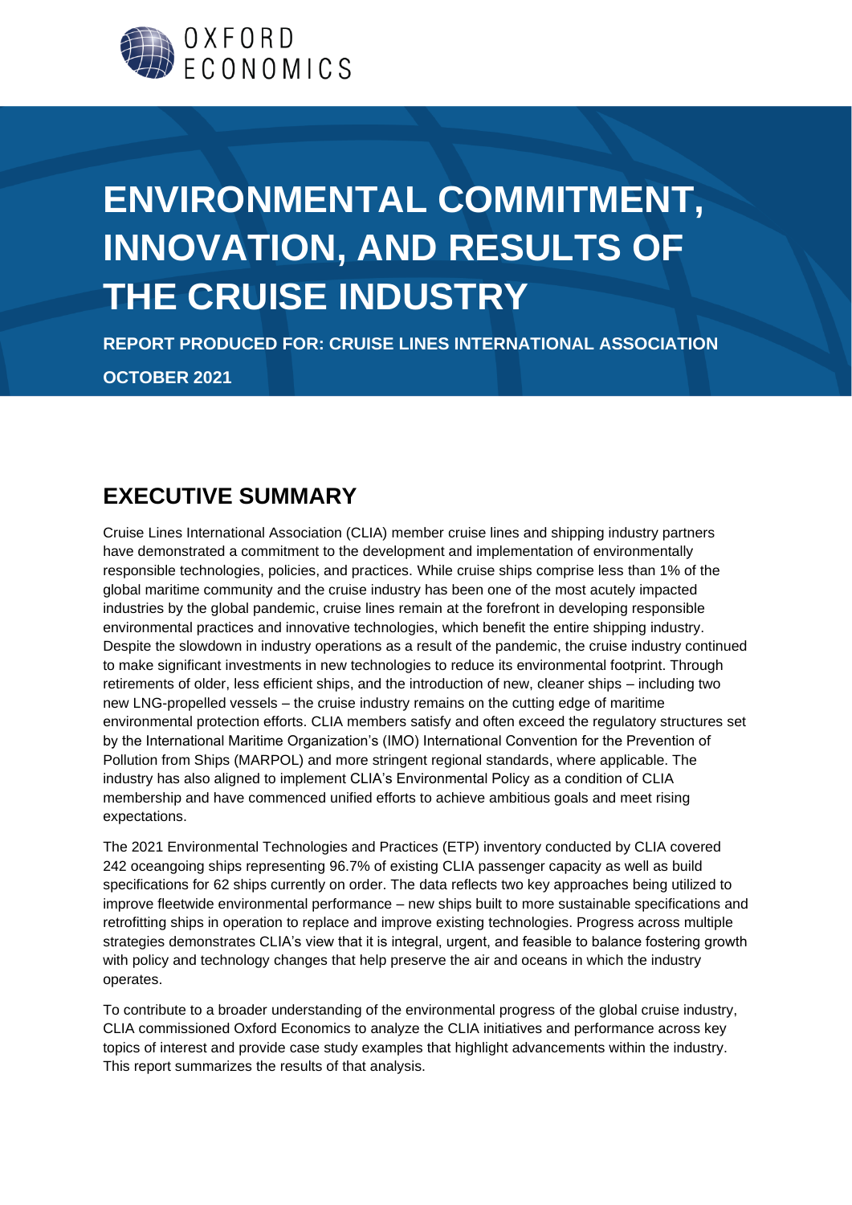OXFORD ECONOMICS

# ENVIRONMENTAL COMMITMENT, INNOVATION, AND RESULTS OF THE CRUISE INDUSTRY

**REPORT PRODUCED FOR: CRUISE LINES INTERNATIONAL ASSOCIATION**

**OCTOBER 2021**

## EXECUTIVE SUMMARY

Cruise Lines International Association (CLIA) member cruise lines and shipping industry partners have demonstrated a commitment to the development and implementation of environmentally responsible technologies, policies, and practices. While cruise ships comprise less than 1% of the global maritime community and the cruise industry has been one of the most acutely impacted industries by the global pandemic, cruise lines remain at the forefront in developing responsible environmental practices and innovative technologies, which benefit the entire shipping industry. Despite the slowdown in industry operations as a result of the pandemic, the cruise industry continued to make significant investments in new technologies to reduce its environmental footprint. Through retirements of older, less efficient ships, and the introduction of new, cleaner ships – including two new LNG-propelled vessels – the cruise industry remains on the cutting edge of maritime environmental protection efforts. CLIA members satisfy and often exceed the regulatory structures set by the International Maritime Organization's (IMO) International Convention for the Prevention of Pollution from Ships (MARPOL) and more stringent regional standards, where applicable. The industry has also aligned to implement CLIA's Environmental Policy as a condition of CLIA membership and have commenced unified efforts to achieve ambitious goals and meet rising expectations.

The 2021 Environmental Technologies and Practices (ETP) inventory conducted by CLIA covered 242 oceangoing ships representing 96.7% of existing CLIA passenger capacity as well as build specifications for 62 ships currently on order. The data reflects two key approaches being utilized to improve fleetwide environmental performance – new ships built to more sustainable specifications and retrofitting ships in operation to replace and improve existing technologies. Progress across multiple strategies demonstrates CLIA's view that it is integral, urgent, and feasible to balance fostering growth with policy and technology changes that help preserve the air and oceans in which the industry operates.

To contribute to a broader understanding of the environmental progress of the global cruise industry, CLIA commissioned Oxford Economics to analyze the CLIA initiatives and performance across key topics of interest and provide case study examples that highlight advancements within the industry. This report summarizes the results of that analysis.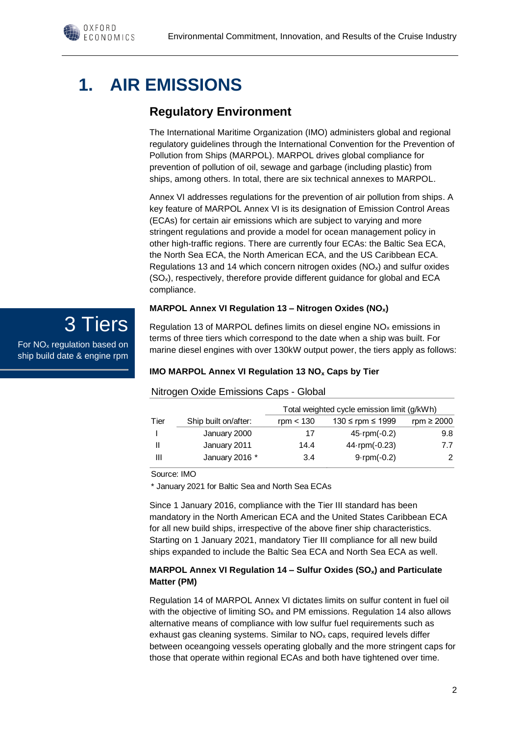# 1. AIR EMISSIONS

## Regulatory Environment

The International Maritime Organization (IMO) administers global and regional regulatory guidelines through the International Convention for the Prevention of Pollution from Ships (MARPOL). MARPOL drives global compliance for prevention of pollution of oil, sewage and garbage (including plastic) from ships, among others. In total, there are six technical annexes to MARPOL.

Annex VI addresses regulations for the prevention of air pollution from ships. A key feature of MARPOL Annex VI is its designation of Emission Control Areas (ECAs) for certain air emissions which are subject to varying and more stringent regulations and provide a model for ocean management policy in other high-traffic regions. There are currently four ECAs: the Baltic Sea ECA, the North Sea ECA, the North American ECA, and the US Caribbean ECA. Regulations 13 and 14 which concern nitrogen oxides ($NO_x$) and sulfur oxides ($SO_x$), respectively, therefore provide different guidance for global and ECA compliance.

**3 Tiers**

For $NO_x$ regulation based on ship build date & engine rpm

**MARPOL Annex VI Regulation 13 – Nitrogen Oxides ($NO_x$)**

Regulation 13 of MARPOL defines limits on diesel engine $NO_x$ emissions in terms of three tiers which correspond to the date when a ship was built. For marine diesel engines with over 130kW output power, the tiers apply as follows:

**IMO MARPOL Annex VI Regulation 13 $NO_x$ Caps by Tier**

Nitrogen Oxide Emissions Caps - Global

| | | Total weighted cycle emission limit (g/kWh) | | |
|---|---|---|---|---|
| Tier | Ship built on/after: | rpm < 130 | 130 ≤ rpm ≤ 1999 | rpm ≥ 2000 |
| I | January 2000 | 17 | 45·rpm(-0.2) | 9.8 |
| II | January 2011 | 14.4 | 44·rpm(-0.23) | 7.7 |
| III | January 2016 * | 3.4 | 9·rpm(-0.2) | 2 |

Source: IMO

* January 2021 for Baltic Sea and North Sea ECAs

Since 1 January 2016, compliance with the Tier III standard has been mandatory in the North American ECA and the United States Caribbean ECA for all new build ships, irrespective of the above finer ship characteristics. Starting on 1 January 2021, mandatory Tier III compliance for all new build ships expanded to include the Baltic Sea ECA and North Sea ECA as well.

**MARPOL Annex VI Regulation 14 – Sulfur Oxides ($SO_x$) and Particulate Matter (PM)**

Regulation 14 of MARPOL Annex VI dictates limits on sulfur content in fuel oil with the objective of limiting $SO_x$ and PM emissions. Regulation 14 also allows alternative means of compliance with low sulfur fuel requirements such as exhaust gas cleaning systems. Similar to $NO_x$ caps, required levels differ between oceangoing vessels operating globally and the more stringent caps for those that operate within regional ECAs and both have tightened over time.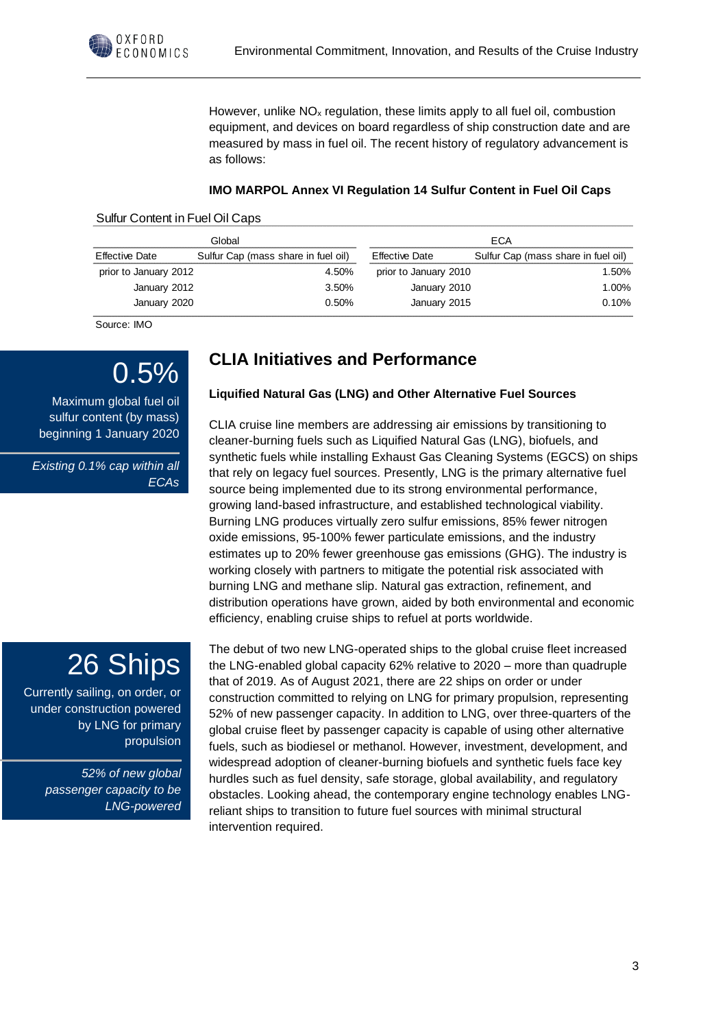However, unlike $NO_x$ regulation, these limits apply to all fuel oil, combustion equipment, and devices on board regardless of ship construction date and are measured by mass in fuel oil. The recent history of regulatory advancement is as follows:

**IMO MARPOL Annex VI Regulation 14 Sulfur Content in Fuel Oil Caps**

Sulfur Content in Fuel Oil Caps

| Global | | ECA | |
|---|---|---|---|
| Effective Date | Sulfur Cap (mass share in fuel oil) | Effective Date | Sulfur Cap (mass share in fuel oil) |
| prior to January 2012 | 4.50% | prior to January 2010 | 1.50% |
| January 2012 | 3.50% | January 2010 | 1.00% |
| January 2020 | 0.50% | January 2015 | 0.10% |

Source: IMO

**0.5%**

Maximum global fuel oil sulfur content (by mass) beginning 1 January 2020

*Existing 0.1% cap within all ECAs*

## CLIA Initiatives and Performance

### Liquified Natural Gas (LNG) and Other Alternative Fuel Sources

CLIA cruise line members are addressing air emissions by transitioning to cleaner-burning fuels such as Liquified Natural Gas (LNG), biofuels, and synthetic fuels while installing Exhaust Gas Cleaning Systems (EGCS) on ships that rely on legacy fuel sources. Presently, LNG is the primary alternative fuel source being implemented due to its strong environmental performance, growing land-based infrastructure, and established technological viability. Burning LNG produces virtually zero sulfur emissions, 85% fewer nitrogen oxide emissions, 95-100% fewer particulate emissions, and the industry estimates up to 20% fewer greenhouse gas emissions (GHG). The industry is working closely with partners to mitigate the potential risk associated with burning LNG and methane slip. Natural gas extraction, refinement, and distribution operations have grown, aided by both environmental and economic efficiency, enabling cruise ships to refuel at ports worldwide.

**26 Ships**

Currently sailing, on order, or under construction powered by LNG for primary propulsion

*52% of new global passenger capacity to be LNG-powered*

The debut of two new LNG-operated ships to the global cruise fleet increased the LNG-enabled global capacity 62% relative to 2020 – more than quadruple that of 2019. As of August 2021, there are 22 ships on order or under construction committed to relying on LNG for primary propulsion, representing 52% of new passenger capacity. In addition to LNG, over three-quarters of the global cruise fleet by passenger capacity is capable of using other alternative fuels, such as biodiesel or methanol. However, investment, development, and widespread adoption of cleaner-burning biofuels and synthetic fuels face key hurdles such as fuel density, safe storage, global availability, and regulatory obstacles. Looking ahead, the contemporary engine technology enables LNG-reliant ships to transition to future fuel sources with minimal structural intervention required.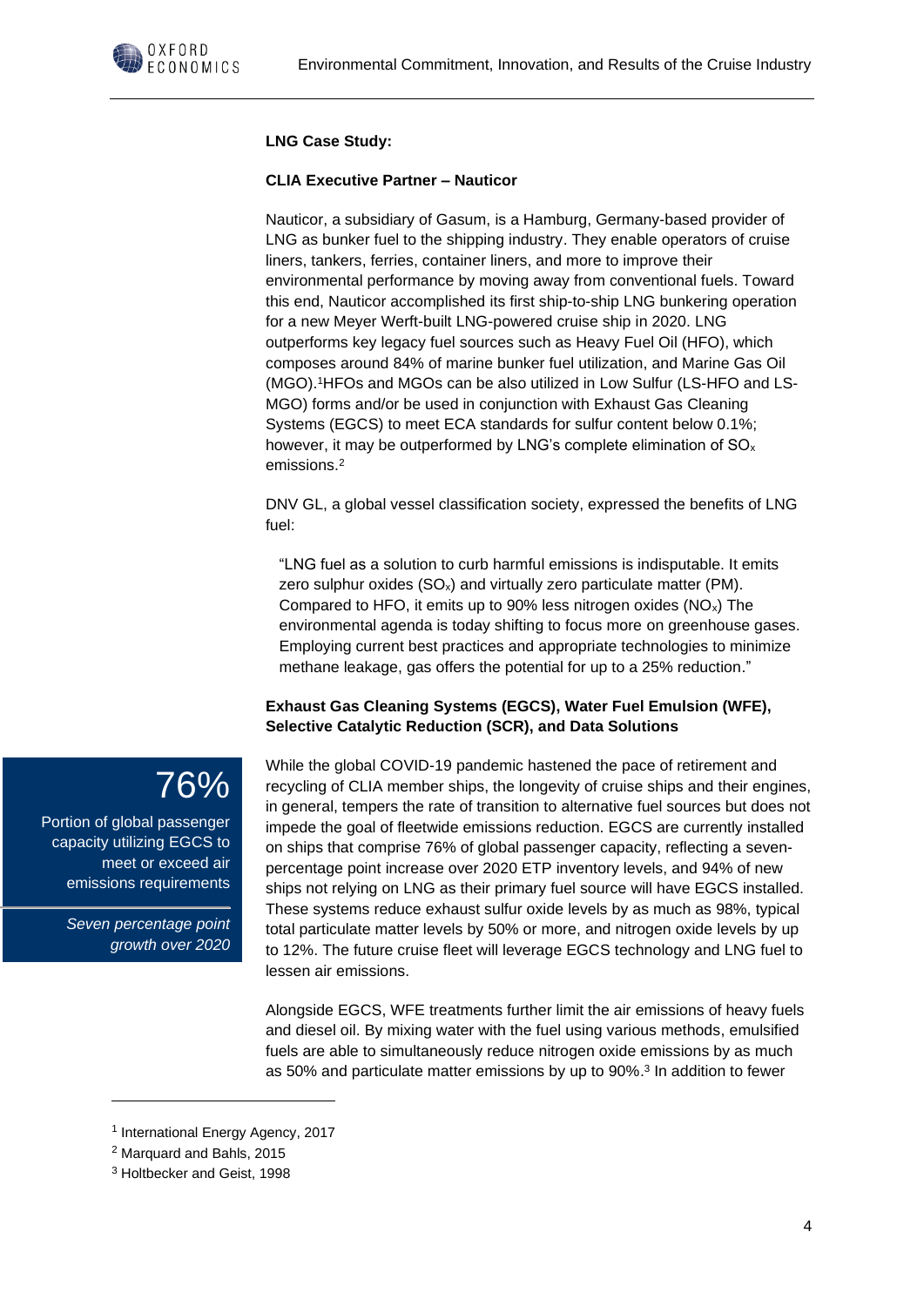**LNG Case Study:**

**CLIA Executive Partner – Nauticor**

Nauticor, a subsidiary of Gasum, is a Hamburg, Germany-based provider of LNG as bunker fuel to the shipping industry. They enable operators of cruise liners, tankers, ferries, container liners, and more to improve their environmental performance by moving away from conventional fuels. Toward this end, Nauticor accomplished its first ship-to-ship LNG bunkering operation for a new Meyer Werft-built LNG-powered cruise ship in 2020. LNG outperforms key legacy fuel sources such as Heavy Fuel Oil (HFO), which composes around 84% of marine bunker fuel utilization, and Marine Gas Oil (MGO).[1] HFOs and MGOs can be also utilized in Low Sulfur (LS-HFO and LS-MGO) forms and/or be used in conjunction with Exhaust Gas Cleaning Systems (EGCS) to meet ECA standards for sulfur content below 0.1%; however, it may be outperformed by LNG's complete elimination of $SO_x$ emissions.[2]

DNV GL, a global vessel classification society, expressed the benefits of LNG fuel:

> "LNG fuel as a solution to curb harmful emissions is indisputable. It emits zero sulphur oxides ($SO_x$) and virtually zero particulate matter (PM). Compared to HFO, it emits up to 90% less nitrogen oxides ($NO_x$) The environmental agenda is today shifting to focus more on greenhouse gases. Employing current best practices and appropriate technologies to minimize methane leakage, gas offers the potential for up to a 25% reduction."

**Exhaust Gas Cleaning Systems (EGCS), Water Fuel Emulsion (WFE), Selective Catalytic Reduction (SCR), and Data Solutions**

> **76%**
>
> Portion of global passenger capacity utilizing EGCS to meet or exceed air emissions requirements
>
> *Seven percentage point growth over 2020*

While the global COVID-19 pandemic hastened the pace of retirement and recycling of CLIA member ships, the longevity of cruise ships and their engines, in general, tempers the rate of transition to alternative fuel sources but does not impede the goal of fleetwide emissions reduction. EGCS are currently installed on ships that comprise 76% of global passenger capacity, reflecting a seven-percentage point increase over 2020 ETP inventory levels, and 94% of new ships not relying on LNG as their primary fuel source will have EGCS installed. These systems reduce exhaust sulfur oxide levels by as much as 98%, typical total particulate matter levels by 50% or more, and nitrogen oxide levels by up to 12%. The future cruise fleet will leverage EGCS technology and LNG fuel to lessen air emissions.

Alongside EGCS, WFE treatments further limit the air emissions of heavy fuels and diesel oil. By mixing water with the fuel using various methods, emulsified fuels are able to simultaneously reduce nitrogen oxide emissions by as much as 50% and particulate matter emissions by up to 90%.[3] In addition to fewer

---

[1] International Energy Agency, 2017

[2] Marquard and Bahls, 2015

[3] Holtbecker and Geist, 1998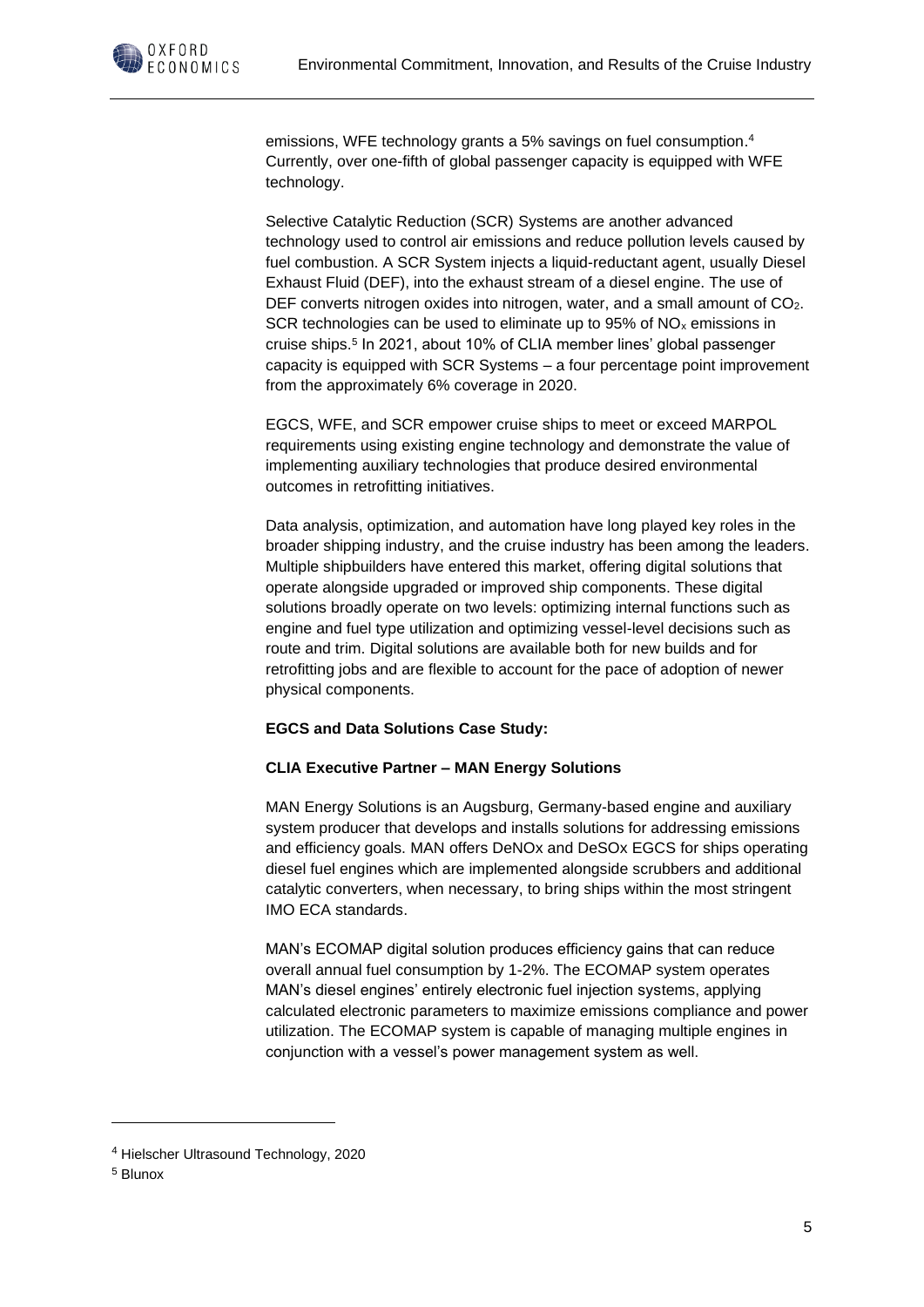emissions, WFE technology grants a 5% savings on fuel consumption.[4] Currently, over one-fifth of global passenger capacity is equipped with WFE technology.

Selective Catalytic Reduction (SCR) Systems are another advanced technology used to control air emissions and reduce pollution levels caused by fuel combustion. A SCR System injects a liquid-reductant agent, usually Diesel Exhaust Fluid (DEF), into the exhaust stream of a diesel engine. The use of DEF converts nitrogen oxides into nitrogen, water, and a small amount of $CO_2$. SCR technologies can be used to eliminate up to 95% of $NO_x$ emissions in cruise ships.[5] In 2021, about 10% of CLIA member lines' global passenger capacity is equipped with SCR Systems – a four percentage point improvement from the approximately 6% coverage in 2020.

EGCS, WFE, and SCR empower cruise ships to meet or exceed MARPOL requirements using existing engine technology and demonstrate the value of implementing auxiliary technologies that produce desired environmental outcomes in retrofitting initiatives.

Data analysis, optimization, and automation have long played key roles in the broader shipping industry, and the cruise industry has been among the leaders. Multiple shipbuilders have entered this market, offering digital solutions that operate alongside upgraded or improved ship components. These digital solutions broadly operate on two levels: optimizing internal functions such as engine and fuel type utilization and optimizing vessel-level decisions such as route and trim. Digital solutions are available both for new builds and for retrofitting jobs and are flexible to account for the pace of adoption of newer physical components.

**EGCS and Data Solutions Case Study:**

**CLIA Executive Partner – MAN Energy Solutions**

MAN Energy Solutions is an Augsburg, Germany-based engine and auxiliary system producer that develops and installs solutions for addressing emissions and efficiency goals. MAN offers DeNOx and DeSOx EGCS for ships operating diesel fuel engines which are implemented alongside scrubbers and additional catalytic converters, when necessary, to bring ships within the most stringent IMO ECA standards.

MAN's ECOMAP digital solution produces efficiency gains that can reduce overall annual fuel consumption by 1-2%. The ECOMAP system operates MAN's diesel engines' entirely electronic fuel injection systems, applying calculated electronic parameters to maximize emissions compliance and power utilization. The ECOMAP system is capable of managing multiple engines in conjunction with a vessel's power management system as well.

---

[4] Hielscher Ultrasound Technology, 2020

[5] Blunox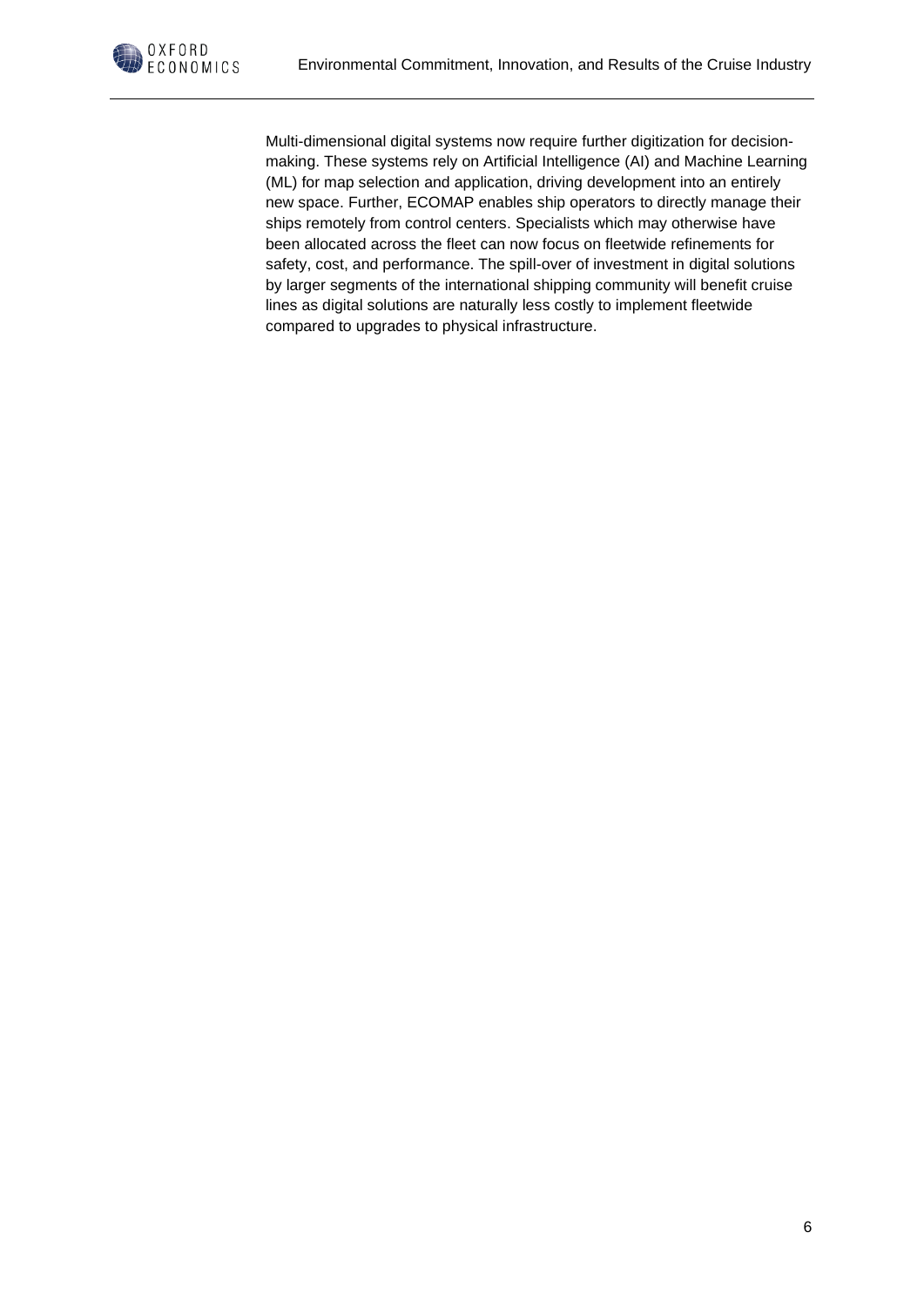Multi-dimensional digital systems now require further digitization for decision-making. These systems rely on Artificial Intelligence (AI) and Machine Learning (ML) for map selection and application, driving development into an entirely new space. Further, ECOMAP enables ship operators to directly manage their ships remotely from control centers. Specialists which may otherwise have been allocated across the fleet can now focus on fleetwide refinements for safety, cost, and performance. The spill-over of investment in digital solutions by larger segments of the international shipping community will benefit cruise lines as digital solutions are naturally less costly to implement fleetwide compared to upgrades to physical infrastructure.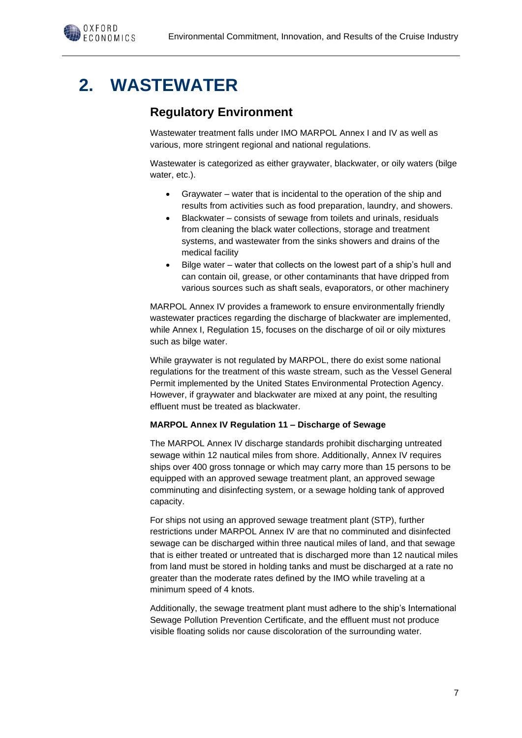# 2. WASTEWATER

## Regulatory Environment

Wastewater treatment falls under IMO MARPOL Annex I and IV as well as various, more stringent regional and national regulations.

Wastewater is categorized as either graywater, blackwater, or oily waters (bilge water, etc.).

- Graywater – water that is incidental to the operation of the ship and results from activities such as food preparation, laundry, and showers.
- Blackwater – consists of sewage from toilets and urinals, residuals from cleaning the black water collections, storage and treatment systems, and wastewater from the sinks showers and drains of the medical facility
- Bilge water – water that collects on the lowest part of a ship's hull and can contain oil, grease, or other contaminants that have dripped from various sources such as shaft seals, evaporators, or other machinery

MARPOL Annex IV provides a framework to ensure environmentally friendly wastewater practices regarding the discharge of blackwater are implemented, while Annex I, Regulation 15, focuses on the discharge of oil or oily mixtures such as bilge water.

While graywater is not regulated by MARPOL, there do exist some national regulations for the treatment of this waste stream, such as the Vessel General Permit implemented by the United States Environmental Protection Agency. However, if graywater and blackwater are mixed at any point, the resulting effluent must be treated as blackwater.

**MARPOL Annex IV Regulation 11 – Discharge of Sewage**

The MARPOL Annex IV discharge standards prohibit discharging untreated sewage within 12 nautical miles from shore. Additionally, Annex IV requires ships over 400 gross tonnage or which may carry more than 15 persons to be equipped with an approved sewage treatment plant, an approved sewage comminuting and disinfecting system, or a sewage holding tank of approved capacity.

For ships not using an approved sewage treatment plant (STP), further restrictions under MARPOL Annex IV are that no comminuted and disinfected sewage can be discharged within three nautical miles of land, and that sewage that is either treated or untreated that is discharged more than 12 nautical miles from land must be stored in holding tanks and must be discharged at a rate no greater than the moderate rates defined by the IMO while traveling at a minimum speed of 4 knots.

Additionally, the sewage treatment plant must adhere to the ship's International Sewage Pollution Prevention Certificate, and the effluent must not produce visible floating solids nor cause discoloration of the surrounding water.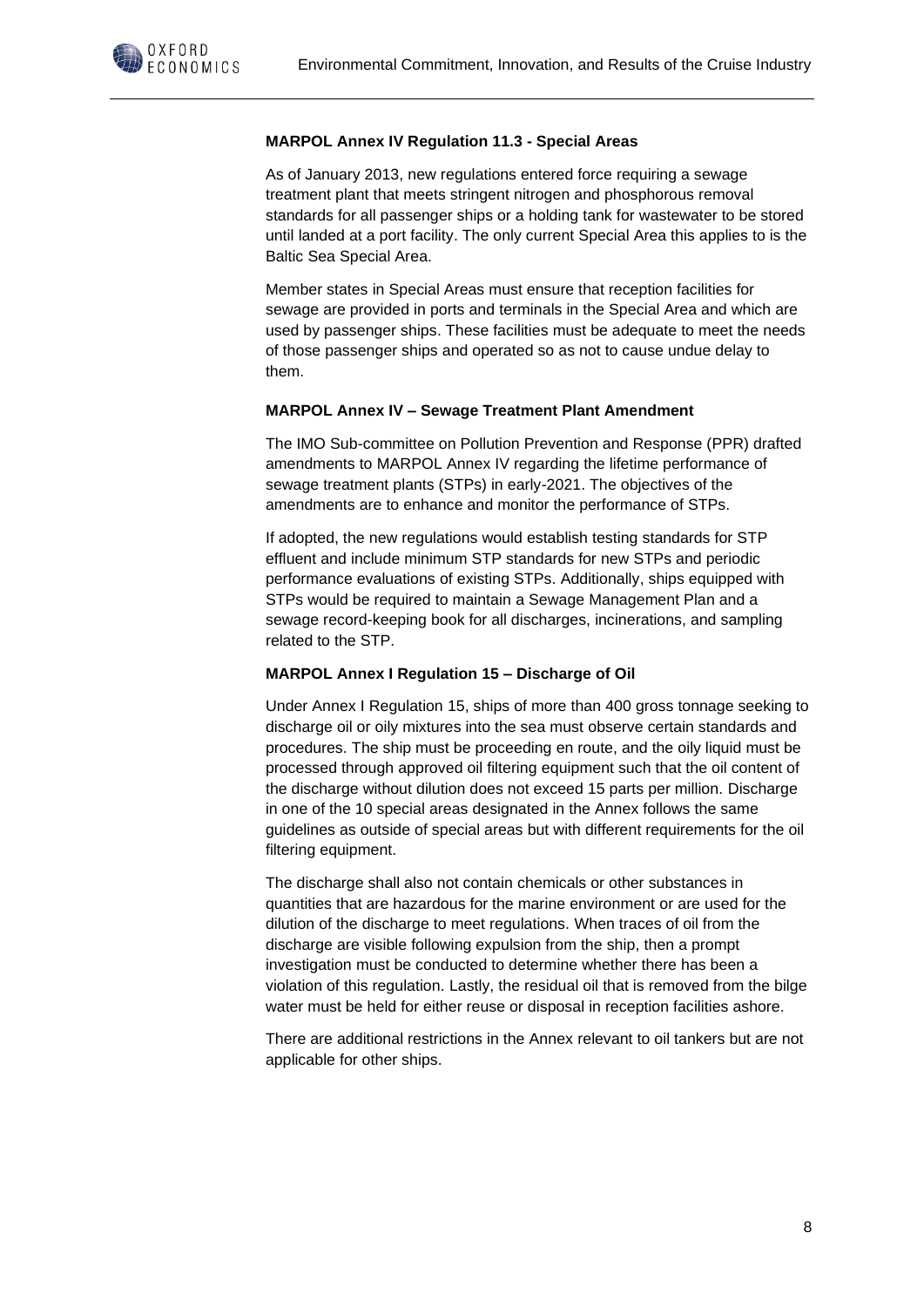**MARPOL Annex IV Regulation 11.3 - Special Areas**

As of January 2013, new regulations entered force requiring a sewage treatment plant that meets stringent nitrogen and phosphorous removal standards for all passenger ships or a holding tank for wastewater to be stored until landed at a port facility. The only current Special Area this applies to is the Baltic Sea Special Area.

Member states in Special Areas must ensure that reception facilities for sewage are provided in ports and terminals in the Special Area and which are used by passenger ships. These facilities must be adequate to meet the needs of those passenger ships and operated so as not to cause undue delay to them.

**MARPOL Annex IV – Sewage Treatment Plant Amendment**

The IMO Sub-committee on Pollution Prevention and Response (PPR) drafted amendments to MARPOL Annex IV regarding the lifetime performance of sewage treatment plants (STPs) in early-2021. The objectives of the amendments are to enhance and monitor the performance of STPs.

If adopted, the new regulations would establish testing standards for STP effluent and include minimum STP standards for new STPs and periodic performance evaluations of existing STPs. Additionally, ships equipped with STPs would be required to maintain a Sewage Management Plan and a sewage record-keeping book for all discharges, incinerations, and sampling related to the STP.

**MARPOL Annex I Regulation 15 – Discharge of Oil**

Under Annex I Regulation 15, ships of more than 400 gross tonnage seeking to discharge oil or oily mixtures into the sea must observe certain standards and procedures. The ship must be proceeding en route, and the oily liquid must be processed through approved oil filtering equipment such that the oil content of the discharge without dilution does not exceed 15 parts per million. Discharge in one of the 10 special areas designated in the Annex follows the same guidelines as outside of special areas but with different requirements for the oil filtering equipment.

The discharge shall also not contain chemicals or other substances in quantities that are hazardous for the marine environment or are used for the dilution of the discharge to meet regulations. When traces of oil from the discharge are visible following expulsion from the ship, then a prompt investigation must be conducted to determine whether there has been a violation of this regulation. Lastly, the residual oil that is removed from the bilge water must be held for either reuse or disposal in reception facilities ashore.

There are additional restrictions in the Annex relevant to oil tankers but are not applicable for other ships.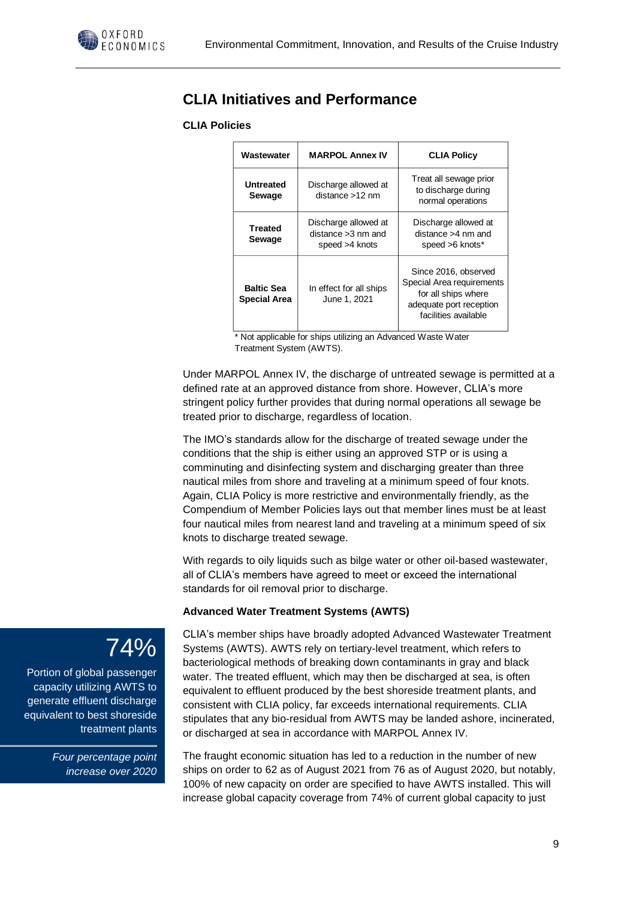## CLIA Initiatives and Performance

### CLIA Policies

| Wastewater | MARPOL Annex IV | CLIA Policy |
|---|---|---|
| **Untreated Sewage** | Discharge allowed at distance >12 nm | Treat all sewage prior to discharge during normal operations |
| **Treated Sewage** | Discharge allowed at distance >3 nm and speed >4 knots | Discharge allowed at distance >4 nm and speed >6 knots* |
| **Baltic Sea Special Area** | In effect for all ships June 1, 2021 | Since 2016, observed Special Area requirements for all ships where adequate port reception facilities available |

\* Not applicable for ships utilizing an Advanced Waste Water Treatment System (AWTS).

Under MARPOL Annex IV, the discharge of untreated sewage is permitted at a defined rate at an approved distance from shore. However, CLIA's more stringent policy further provides that during normal operations all sewage be treated prior to discharge, regardless of location.

The IMO's standards allow for the discharge of treated sewage under the conditions that the ship is either using an approved STP or is using a comminuting and disinfecting system and discharging greater than three nautical miles from shore and traveling at a minimum speed of four knots. Again, CLIA Policy is more restrictive and environmentally friendly, as the Compendium of Member Policies lays out that member lines must be at least four nautical miles from nearest land and traveling at a minimum speed of six knots to discharge treated sewage.

With regards to oily liquids such as bilge water or other oil-based wastewater, all of CLIA's members have agreed to meet or exceed the international standards for oil removal prior to discharge.

### Advanced Water Treatment Systems (AWTS)

> **74%**
>
> Portion of global passenger capacity utilizing AWTS to generate effluent discharge equivalent to best shoreside treatment plants
>
> *Four percentage point increase over 2020*

CLIA's member ships have broadly adopted Advanced Wastewater Treatment Systems (AWTS). AWTS rely on tertiary-level treatment, which refers to bacteriological methods of breaking down contaminants in gray and black water. The treated effluent, which may then be discharged at sea, is often equivalent to effluent produced by the best shoreside treatment plants, and consistent with CLIA policy, far exceeds international requirements. CLIA stipulates that any bio-residual from AWTS may be landed ashore, incinerated, or discharged at sea in accordance with MARPOL Annex IV.

The fraught economic situation has led to a reduction in the number of new ships on order to 62 as of August 2021 from 76 as of August 2020, but notably, 100% of new capacity on order are specified to have AWTS installed. This will increase global capacity coverage from 74% of current global capacity to just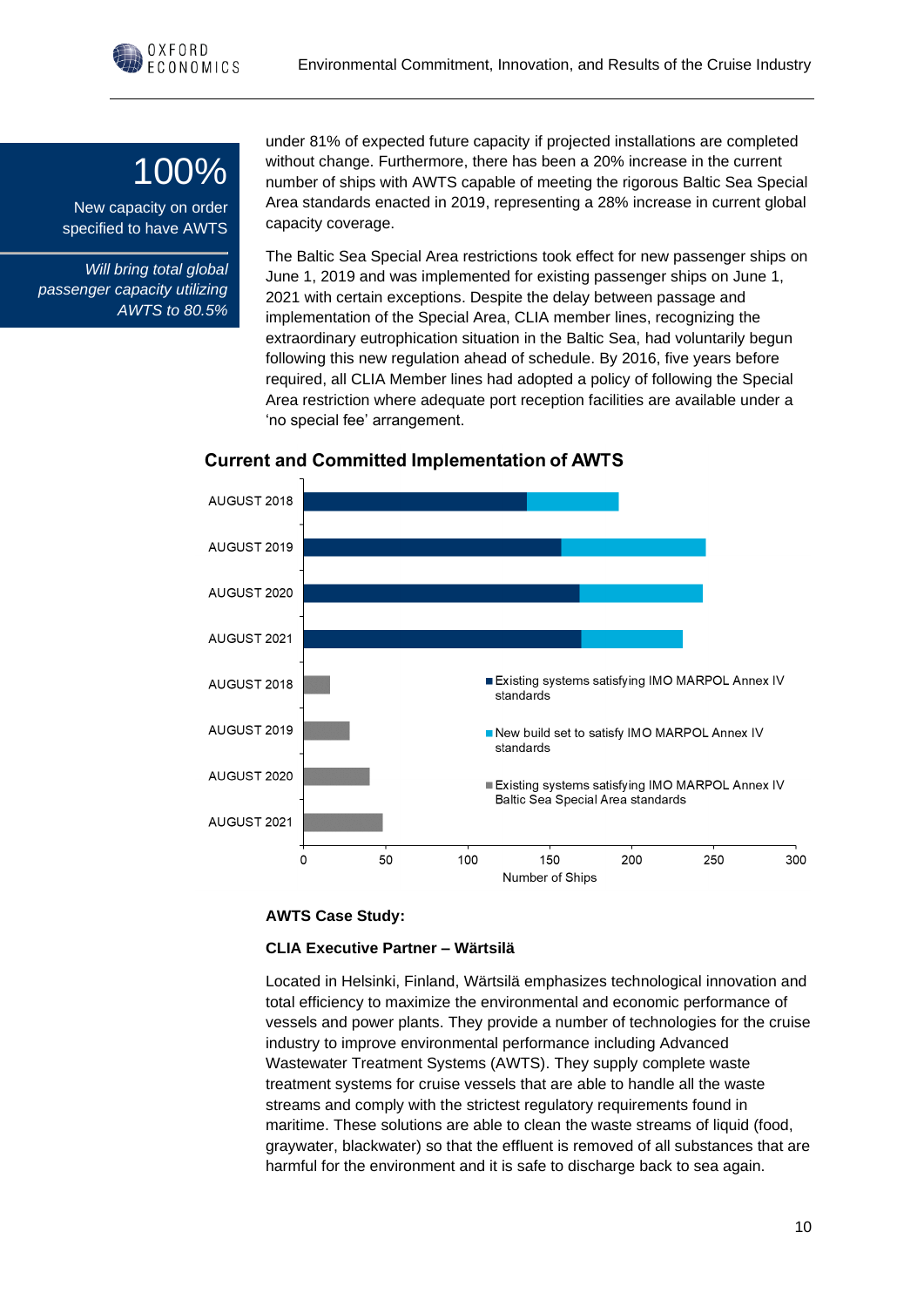**100%**

New capacity on order specified to have AWTS

*Will bring total global passenger capacity utilizing AWTS to 80.5%*

under 81% of expected future capacity if projected installations are completed without change. Furthermore, there has been a 20% increase in the current number of ships with AWTS capable of meeting the rigorous Baltic Sea Special Area standards enacted in 2019, representing a 28% increase in current global capacity coverage.

The Baltic Sea Special Area restrictions took effect for new passenger ships on June 1, 2019 and was implemented for existing passenger ships on June 1, 2021 with certain exceptions. Despite the delay between passage and implementation of the Special Area, CLIA member lines, recognizing the extraordinary eutrophication situation in the Baltic Sea, had voluntarily begun following this new regulation ahead of schedule. By 2016, five years before required, all CLIA Member lines had adopted a policy of following the Special Area restriction where adequate port reception facilities are available under a 'no special fee' arrangement.

**Current and Committed Implementation of AWTS**

AUGUST 2018
AUGUST 2019
AUGUST 2020
AUGUST 2021
AUGUST 2018
AUGUST 2019
AUGUST 2020
AUGUST 2021

- Existing systems satisfying IMO MARPOL Annex IV standards
- New build set to satisfy IMO MARPOL Annex IV standards
- Existing systems satisfying IMO MARPOL Annex IV Baltic Sea Special Area standards

0 50 100 150 200 250 300
Number of Ships

**AWTS Case Study:**

**CLIA Executive Partner – Wärtsilä**

Located in Helsinki, Finland, Wärtsilä emphasizes technological innovation and total efficiency to maximize the environmental and economic performance of vessels and power plants. They provide a number of technologies for the cruise industry to improve environmental performance including Advanced Wastewater Treatment Systems (AWTS). They supply complete waste treatment systems for cruise vessels that are able to handle all the waste streams and comply with the strictest regulatory requirements found in maritime. These solutions are able to clean the waste streams of liquid (food, graywater, blackwater) so that the effluent is removed of all substances that are harmful for the environment and it is safe to discharge back to sea again.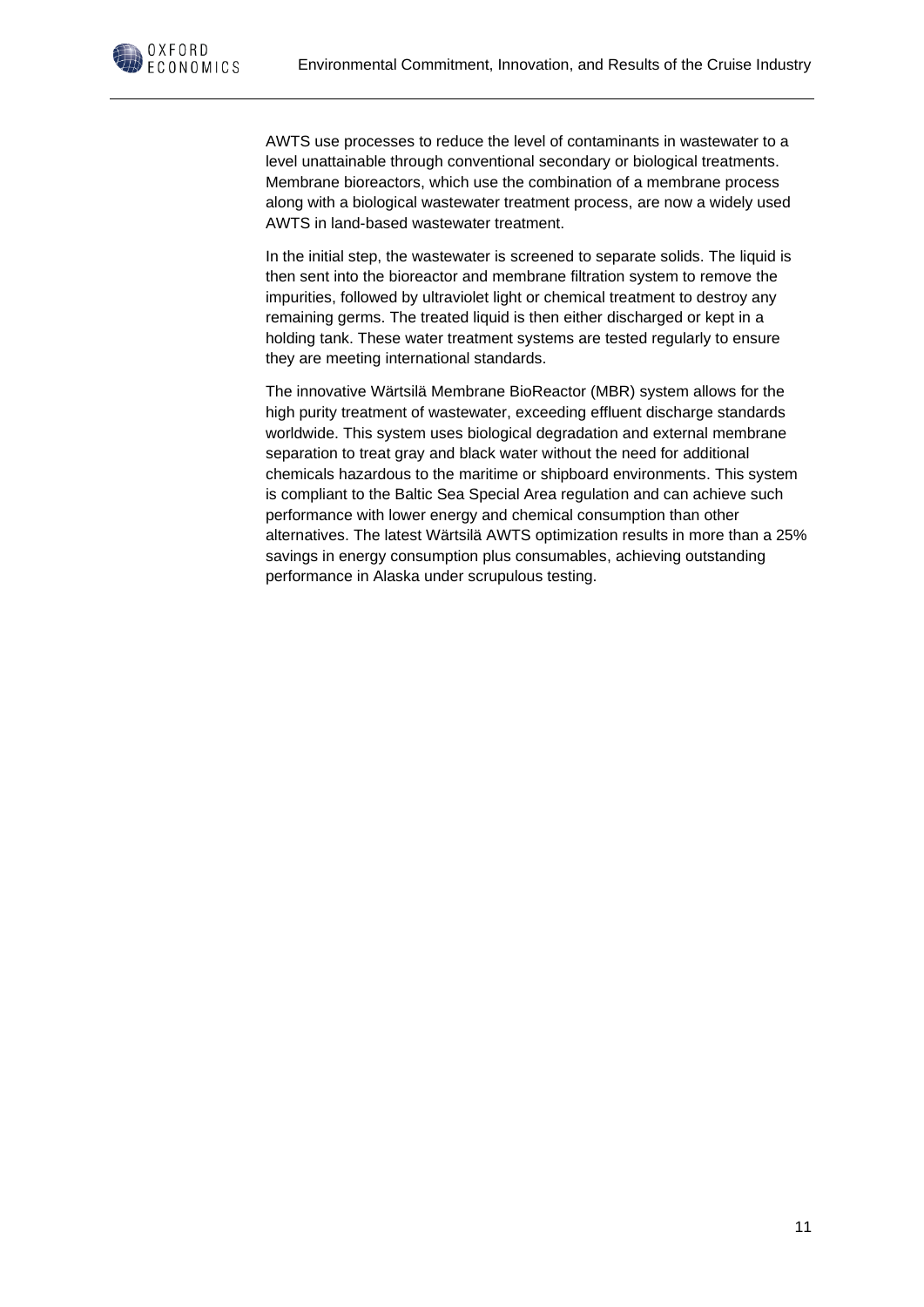AWTS use processes to reduce the level of contaminants in wastewater to a level unattainable through conventional secondary or biological treatments. Membrane bioreactors, which use the combination of a membrane process along with a biological wastewater treatment process, are now a widely used AWTS in land-based wastewater treatment.

In the initial step, the wastewater is screened to separate solids. The liquid is then sent into the bioreactor and membrane filtration system to remove the impurities, followed by ultraviolet light or chemical treatment to destroy any remaining germs. The treated liquid is then either discharged or kept in a holding tank. These water treatment systems are tested regularly to ensure they are meeting international standards.

The innovative Wärtsilä Membrane BioReactor (MBR) system allows for the high purity treatment of wastewater, exceeding effluent discharge standards worldwide. This system uses biological degradation and external membrane separation to treat gray and black water without the need for additional chemicals hazardous to the maritime or shipboard environments. This system is compliant to the Baltic Sea Special Area regulation and can achieve such performance with lower energy and chemical consumption than other alternatives. The latest Wärtsilä AWTS optimization results in more than a 25% savings in energy consumption plus consumables, achieving outstanding performance in Alaska under scrupulous testing.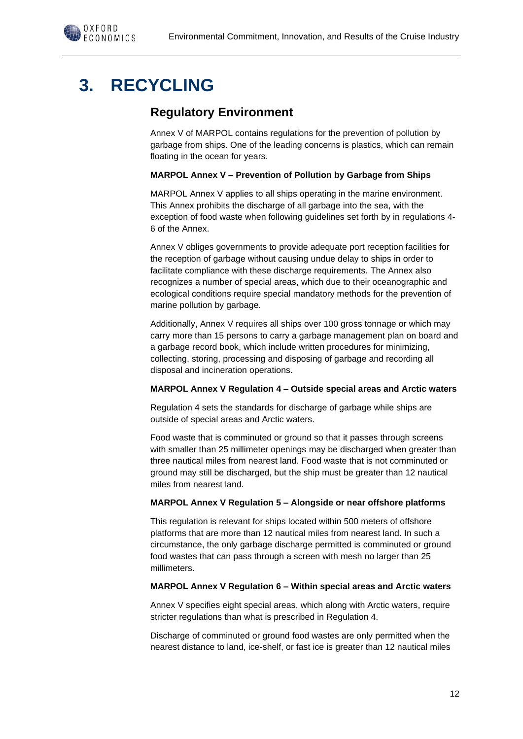# 3. RECYCLING

## Regulatory Environment

Annex V of MARPOL contains regulations for the prevention of pollution by garbage from ships. One of the leading concerns is plastics, which can remain floating in the ocean for years.

**MARPOL Annex V – Prevention of Pollution by Garbage from Ships**

MARPOL Annex V applies to all ships operating in the marine environment. This Annex prohibits the discharge of all garbage into the sea, with the exception of food waste when following guidelines set forth by in regulations 4-6 of the Annex.

Annex V obliges governments to provide adequate port reception facilities for the reception of garbage without causing undue delay to ships in order to facilitate compliance with these discharge requirements. The Annex also recognizes a number of special areas, which due to their oceanographic and ecological conditions require special mandatory methods for the prevention of marine pollution by garbage.

Additionally, Annex V requires all ships over 100 gross tonnage or which may carry more than 15 persons to carry a garbage management plan on board and a garbage record book, which include written procedures for minimizing, collecting, storing, processing and disposing of garbage and recording all disposal and incineration operations.

**MARPOL Annex V Regulation 4 – Outside special areas and Arctic waters**

Regulation 4 sets the standards for discharge of garbage while ships are outside of special areas and Arctic waters.

Food waste that is comminuted or ground so that it passes through screens with smaller than 25 millimeter openings may be discharged when greater than three nautical miles from nearest land. Food waste that is not comminuted or ground may still be discharged, but the ship must be greater than 12 nautical miles from nearest land.

**MARPOL Annex V Regulation 5 – Alongside or near offshore platforms**

This regulation is relevant for ships located within 500 meters of offshore platforms that are more than 12 nautical miles from nearest land. In such a circumstance, the only garbage discharge permitted is comminuted or ground food wastes that can pass through a screen with mesh no larger than 25 millimeters.

**MARPOL Annex V Regulation 6 – Within special areas and Arctic waters**

Annex V specifies eight special areas, which along with Arctic waters, require stricter regulations than what is prescribed in Regulation 4.

Discharge of comminuted or ground food wastes are only permitted when the nearest distance to land, ice-shelf, or fast ice is greater than 12 nautical miles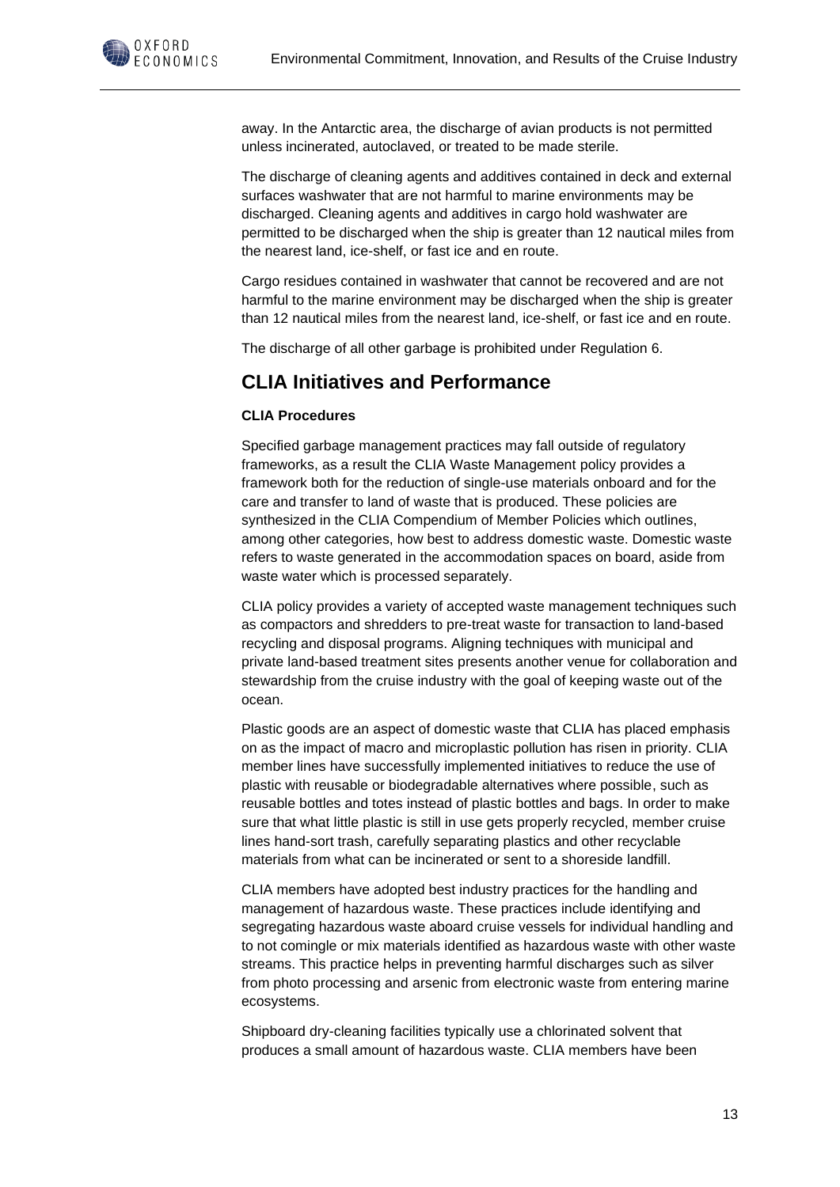away. In the Antarctic area, the discharge of avian products is not permitted unless incinerated, autoclaved, or treated to be made sterile.

The discharge of cleaning agents and additives contained in deck and external surfaces washwater that are not harmful to marine environments may be discharged. Cleaning agents and additives in cargo hold washwater are permitted to be discharged when the ship is greater than 12 nautical miles from the nearest land, ice-shelf, or fast ice and en route.

Cargo residues contained in washwater that cannot be recovered and are not harmful to the marine environment may be discharged when the ship is greater than 12 nautical miles from the nearest land, ice-shelf, or fast ice and en route.

The discharge of all other garbage is prohibited under Regulation 6.

## CLIA Initiatives and Performance

**CLIA Procedures**

Specified garbage management practices may fall outside of regulatory frameworks, as a result the CLIA Waste Management policy provides a framework both for the reduction of single-use materials onboard and for the care and transfer to land of waste that is produced. These policies are synthesized in the CLIA Compendium of Member Policies which outlines, among other categories, how best to address domestic waste. Domestic waste refers to waste generated in the accommodation spaces on board, aside from waste water which is processed separately.

CLIA policy provides a variety of accepted waste management techniques such as compactors and shredders to pre-treat waste for transaction to land-based recycling and disposal programs. Aligning techniques with municipal and private land-based treatment sites presents another venue for collaboration and stewardship from the cruise industry with the goal of keeping waste out of the ocean.

Plastic goods are an aspect of domestic waste that CLIA has placed emphasis on as the impact of macro and microplastic pollution has risen in priority. CLIA member lines have successfully implemented initiatives to reduce the use of plastic with reusable or biodegradable alternatives where possible, such as reusable bottles and totes instead of plastic bottles and bags. In order to make sure that what little plastic is still in use gets properly recycled, member cruise lines hand-sort trash, carefully separating plastics and other recyclable materials from what can be incinerated or sent to a shoreside landfill.

CLIA members have adopted best industry practices for the handling and management of hazardous waste. These practices include identifying and segregating hazardous waste aboard cruise vessels for individual handling and to not comingle or mix materials identified as hazardous waste with other waste streams. This practice helps in preventing harmful discharges such as silver from photo processing and arsenic from electronic waste from entering marine ecosystems.

Shipboard dry-cleaning facilities typically use a chlorinated solvent that produces a small amount of hazardous waste. CLIA members have been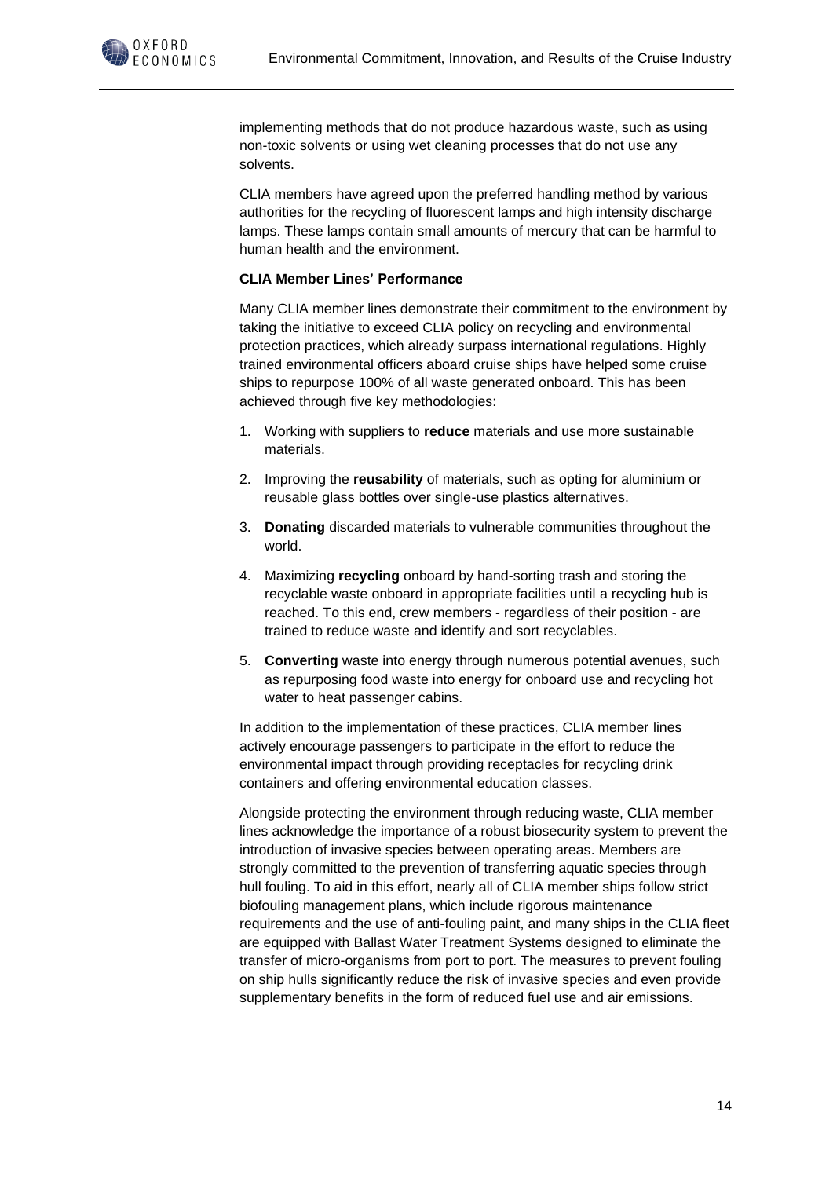implementing methods that do not produce hazardous waste, such as using non-toxic solvents or using wet cleaning processes that do not use any solvents.

CLIA members have agreed upon the preferred handling method by various authorities for the recycling of fluorescent lamps and high intensity discharge lamps. These lamps contain small amounts of mercury that can be harmful to human health and the environment.

**CLIA Member Lines' Performance**

Many CLIA member lines demonstrate their commitment to the environment by taking the initiative to exceed CLIA policy on recycling and environmental protection practices, which already surpass international regulations. Highly trained environmental officers aboard cruise ships have helped some cruise ships to repurpose 100% of all waste generated onboard. This has been achieved through five key methodologies:

1. Working with suppliers to **reduce** materials and use more sustainable materials.
2. Improving the **reusability** of materials, such as opting for aluminium or reusable glass bottles over single-use plastics alternatives.
3. **Donating** discarded materials to vulnerable communities throughout the world.
4. Maximizing **recycling** onboard by hand-sorting trash and storing the recyclable waste onboard in appropriate facilities until a recycling hub is reached. To this end, crew members - regardless of their position - are trained to reduce waste and identify and sort recyclables.
5. **Converting** waste into energy through numerous potential avenues, such as repurposing food waste into energy for onboard use and recycling hot water to heat passenger cabins.

In addition to the implementation of these practices, CLIA member lines actively encourage passengers to participate in the effort to reduce the environmental impact through providing receptacles for recycling drink containers and offering environmental education classes.

Alongside protecting the environment through reducing waste, CLIA member lines acknowledge the importance of a robust biosecurity system to prevent the introduction of invasive species between operating areas. Members are strongly committed to the prevention of transferring aquatic species through hull fouling. To aid in this effort, nearly all of CLIA member ships follow strict biofouling management plans, which include rigorous maintenance requirements and the use of anti-fouling paint, and many ships in the CLIA fleet are equipped with Ballast Water Treatment Systems designed to eliminate the transfer of micro-organisms from port to port. The measures to prevent fouling on ship hulls significantly reduce the risk of invasive species and even provide supplementary benefits in the form of reduced fuel use and air emissions.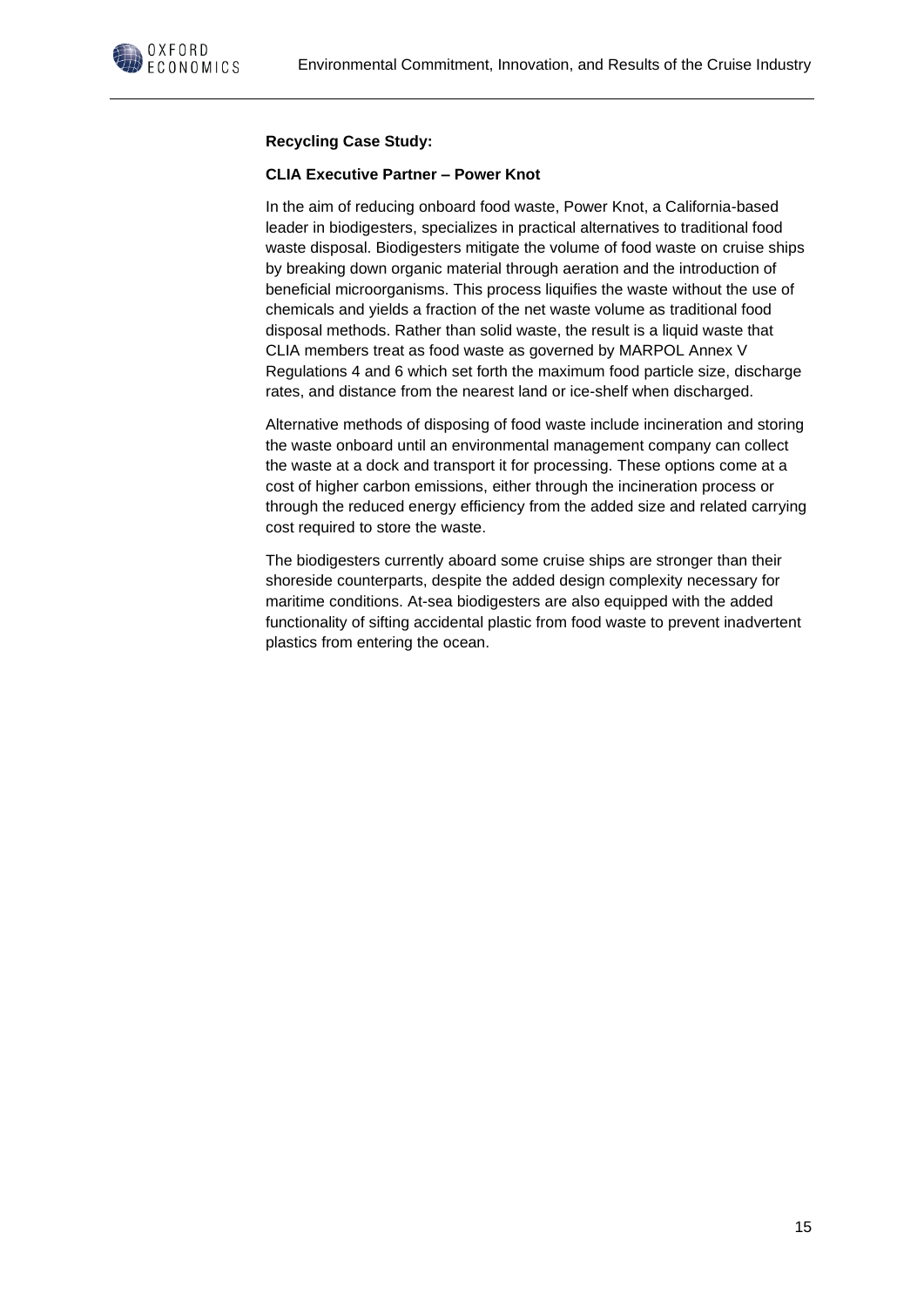**Recycling Case Study:**

**CLIA Executive Partner – Power Knot**

In the aim of reducing onboard food waste, Power Knot, a California-based leader in biodigesters, specializes in practical alternatives to traditional food waste disposal. Biodigesters mitigate the volume of food waste on cruise ships by breaking down organic material through aeration and the introduction of beneficial microorganisms. This process liquifies the waste without the use of chemicals and yields a fraction of the net waste volume as traditional food disposal methods. Rather than solid waste, the result is a liquid waste that CLIA members treat as food waste as governed by MARPOL Annex V Regulations 4 and 6 which set forth the maximum food particle size, discharge rates, and distance from the nearest land or ice-shelf when discharged.

Alternative methods of disposing of food waste include incineration and storing the waste onboard until an environmental management company can collect the waste at a dock and transport it for processing. These options come at a cost of higher carbon emissions, either through the incineration process or through the reduced energy efficiency from the added size and related carrying cost required to store the waste.

The biodigesters currently aboard some cruise ships are stronger than their shoreside counterparts, despite the added design complexity necessary for maritime conditions. At-sea biodigesters are also equipped with the added functionality of sifting accidental plastic from food waste to prevent inadvertent plastics from entering the ocean.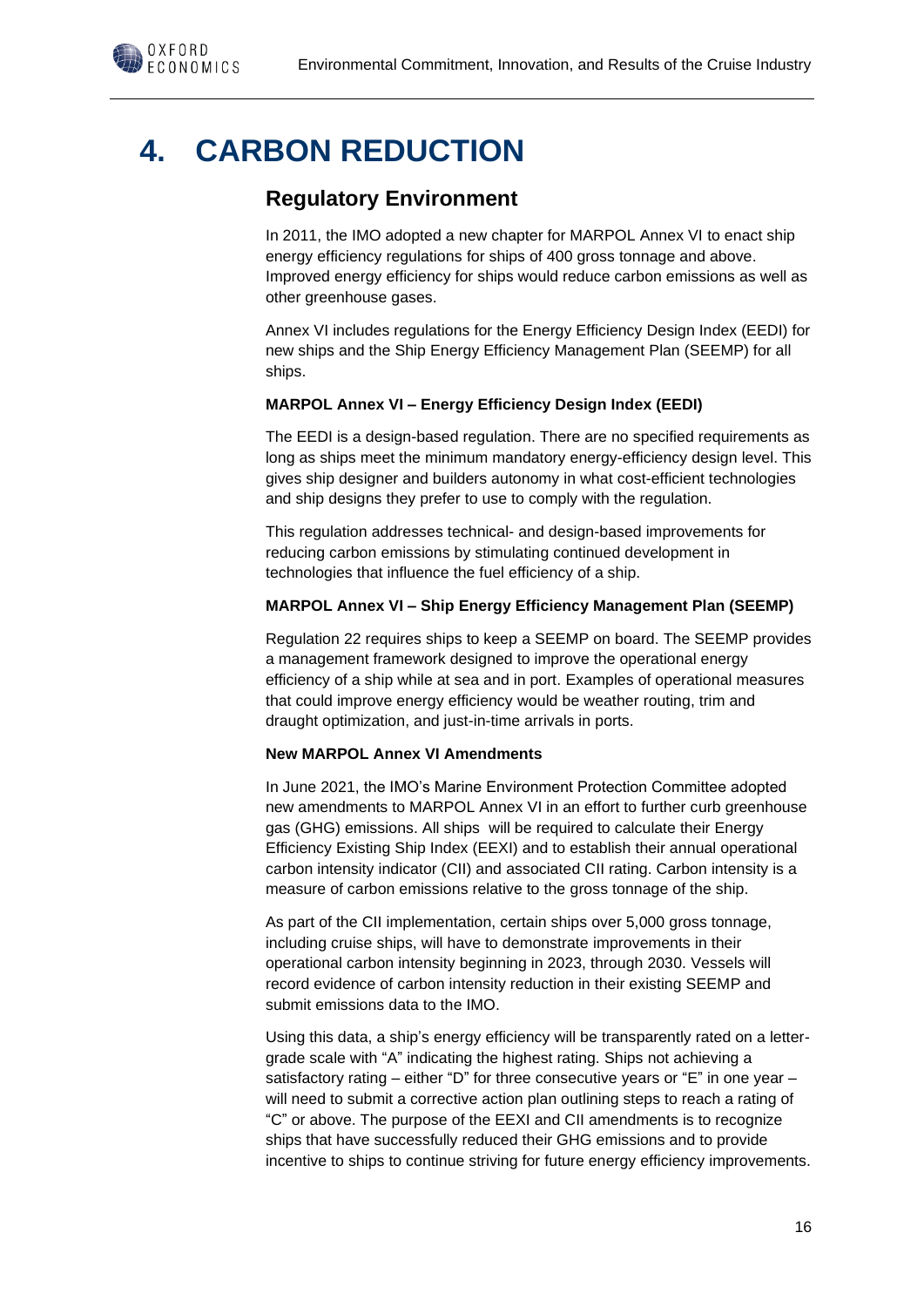# 4. CARBON REDUCTION

## Regulatory Environment

In 2011, the IMO adopted a new chapter for MARPOL Annex VI to enact ship energy efficiency regulations for ships of 400 gross tonnage and above. Improved energy efficiency for ships would reduce carbon emissions as well as other greenhouse gases.

Annex VI includes regulations for the Energy Efficiency Design Index (EEDI) for new ships and the Ship Energy Efficiency Management Plan (SEEMP) for all ships.

**MARPOL Annex VI – Energy Efficiency Design Index (EEDI)**

The EEDI is a design-based regulation. There are no specified requirements as long as ships meet the minimum mandatory energy-efficiency design level. This gives ship designer and builders autonomy in what cost-efficient technologies and ship designs they prefer to use to comply with the regulation.

This regulation addresses technical- and design-based improvements for reducing carbon emissions by stimulating continued development in technologies that influence the fuel efficiency of a ship.

**MARPOL Annex VI – Ship Energy Efficiency Management Plan (SEEMP)**

Regulation 22 requires ships to keep a SEEMP on board. The SEEMP provides a management framework designed to improve the operational energy efficiency of a ship while at sea and in port. Examples of operational measures that could improve energy efficiency would be weather routing, trim and draught optimization, and just-in-time arrivals in ports.

**New MARPOL Annex VI Amendments**

In June 2021, the IMO's Marine Environment Protection Committee adopted new amendments to MARPOL Annex VI in an effort to further curb greenhouse gas (GHG) emissions. All ships will be required to calculate their Energy Efficiency Existing Ship Index (EEXI) and to establish their annual operational carbon intensity indicator (CII) and associated CII rating. Carbon intensity is a measure of carbon emissions relative to the gross tonnage of the ship.

As part of the CII implementation, certain ships over 5,000 gross tonnage, including cruise ships, will have to demonstrate improvements in their operational carbon intensity beginning in 2023, through 2030. Vessels will record evidence of carbon intensity reduction in their existing SEEMP and submit emissions data to the IMO.

Using this data, a ship's energy efficiency will be transparently rated on a letter-grade scale with "A" indicating the highest rating. Ships not achieving a satisfactory rating – either "D" for three consecutive years or "E" in one year – will need to submit a corrective action plan outlining steps to reach a rating of "C" or above. The purpose of the EEXI and CII amendments is to recognize ships that have successfully reduced their GHG emissions and to provide incentive to ships to continue striving for future energy efficiency improvements.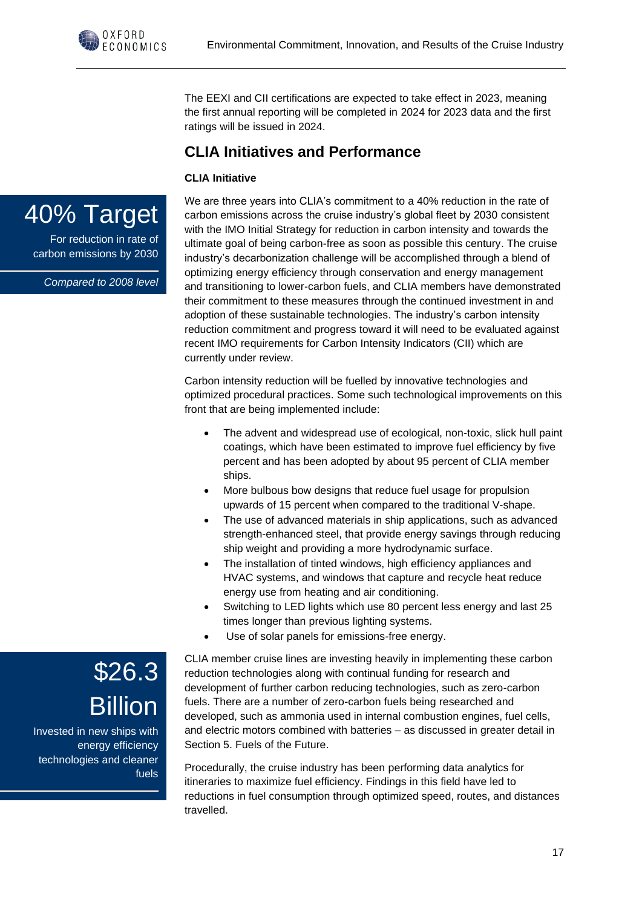The EEXI and CII certifications are expected to take effect in 2023, meaning the first annual reporting will be completed in 2024 for 2023 data and the first ratings will be issued in 2024.

## CLIA Initiatives and Performance

**CLIA Initiative**

> **40% Target**
> For reduction in rate of carbon emissions by 2030
> *Compared to 2008 level*

We are three years into CLIA's commitment to a 40% reduction in the rate of carbon emissions across the cruise industry's global fleet by 2030 consistent with the IMO Initial Strategy for reduction in carbon intensity and towards the ultimate goal of being carbon-free as soon as possible this century. The cruise industry's decarbonization challenge will be accomplished through a blend of optimizing energy efficiency through conservation and energy management and transitioning to lower-carbon fuels, and CLIA members have demonstrated their commitment to these measures through the continued investment in and adoption of these sustainable technologies. The industry's carbon intensity reduction commitment and progress toward it will need to be evaluated against recent IMO requirements for Carbon Intensity Indicators (CII) which are currently under review.

Carbon intensity reduction will be fuelled by innovative technologies and optimized procedural practices. Some such technological improvements on this front that are being implemented include:

- The advent and widespread use of ecological, non-toxic, slick hull paint coatings, which have been estimated to improve fuel efficiency by five percent and has been adopted by about 95 percent of CLIA member ships.
- More bulbous bow designs that reduce fuel usage for propulsion upwards of 15 percent when compared to the traditional V-shape.
- The use of advanced materials in ship applications, such as advanced strength-enhanced steel, that provide energy savings through reducing ship weight and providing a more hydrodynamic surface.
- The installation of tinted windows, high efficiency appliances and HVAC systems, and windows that capture and recycle heat reduce energy use from heating and air conditioning.
- Switching to LED lights which use 80 percent less energy and last 25 times longer than previous lighting systems.
- Use of solar panels for emissions-free energy.

> **$26.3 Billion**
> Invested in new ships with energy efficiency technologies and cleaner fuels

CLIA member cruise lines are investing heavily in implementing these carbon reduction technologies along with continual funding for research and development of further carbon reducing technologies, such as zero-carbon fuels. There are a number of zero-carbon fuels being researched and developed, such as ammonia used in internal combustion engines, fuel cells, and electric motors combined with batteries – as discussed in greater detail in Section 5. Fuels of the Future.

Procedurally, the cruise industry has been performing data analytics for itineraries to maximize fuel efficiency. Findings in this field have led to reductions in fuel consumption through optimized speed, routes, and distances travelled.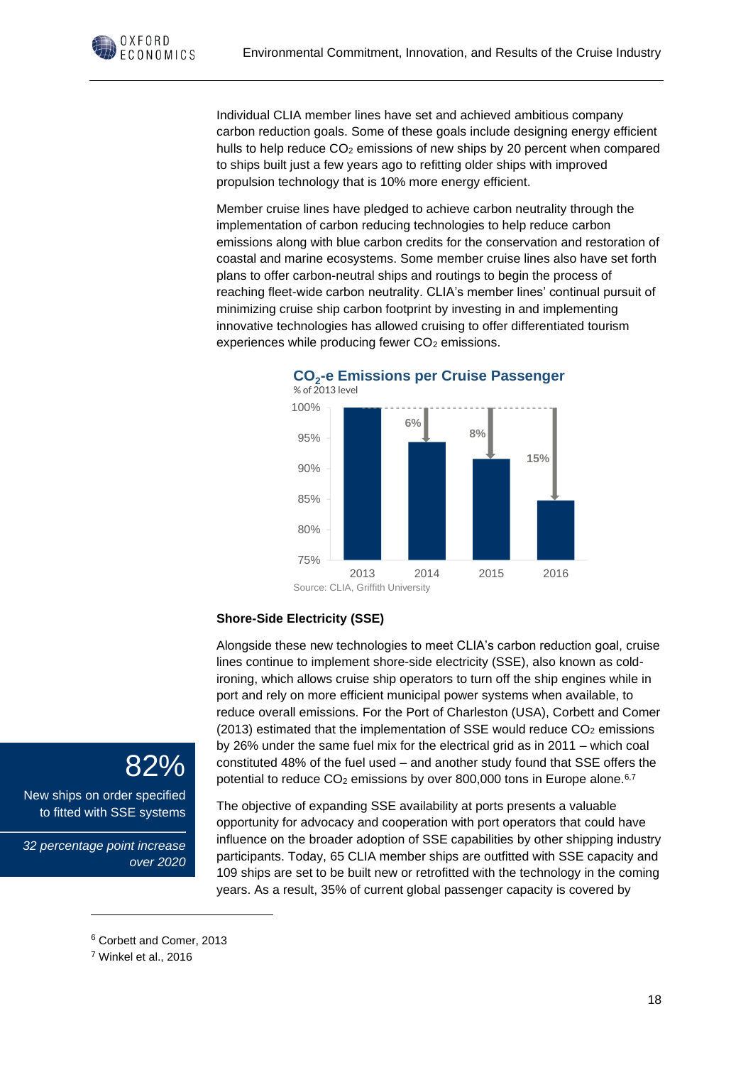Individual CLIA member lines have set and achieved ambitious company carbon reduction goals. Some of these goals include designing energy efficient hulls to help reduce $CO_2$ emissions of new ships by 20 percent when compared to ships built just a few years ago to refitting older ships with improved propulsion technology that is 10% more energy efficient.

Member cruise lines have pledged to achieve carbon neutrality through the implementation of carbon reducing technologies to help reduce carbon emissions along with blue carbon credits for the conservation and restoration of coastal and marine ecosystems. Some member cruise lines also have set forth plans to offer carbon-neutral ships and routings to begin the process of reaching fleet-wide carbon neutrality. CLIA's member lines' continual pursuit of minimizing cruise ship carbon footprint by investing in and implementing innovative technologies has allowed cruising to offer differentiated tourism experiences while producing fewer $CO_2$ emissions.

**$CO_2$-e Emissions per Cruise Passenger**

% of 2013 level

| Year | % of 2013 level | Reduction vs 2013 |
|---|---|---|
| 2013 | 100% | |
| 2014 | | 6% |
| 2015 | | 8% |
| 2016 | | 15% |

Source: CLIA, Griffith University

**Shore-Side Electricity (SSE)**

Alongside these new technologies to meet CLIA's carbon reduction goal, cruise lines continue to implement shore-side electricity (SSE), also known as cold-ironing, which allows cruise ship operators to turn off the ship engines while in port and rely on more efficient municipal power systems when available, to reduce overall emissions. For the Port of Charleston (USA), Corbett and Comer (2013) estimated that the implementation of SSE would reduce $CO_2$ emissions by 26% under the same fuel mix for the electrical grid as in 2011 – which coal constituted 48% of the fuel used – and another study found that SSE offers the potential to reduce $CO_2$ emissions by over 800,000 tons in Europe alone.[6,7]

> **82%**
>
> New ships on order specified to fitted with SSE systems
>
> *32 percentage point increase over 2020*

The objective of expanding SSE availability at ports presents a valuable opportunity for advocacy and cooperation with port operators that could have influence on the broader adoption of SSE capabilities by other shipping industry participants. Today, 65 CLIA member ships are outfitted with SSE capacity and 109 ships are set to be built new or retrofitted with the technology in the coming years. As a result, 35% of current global passenger capacity is covered by

---

[6] Corbett and Comer, 2013

[7] Winkel et al., 2016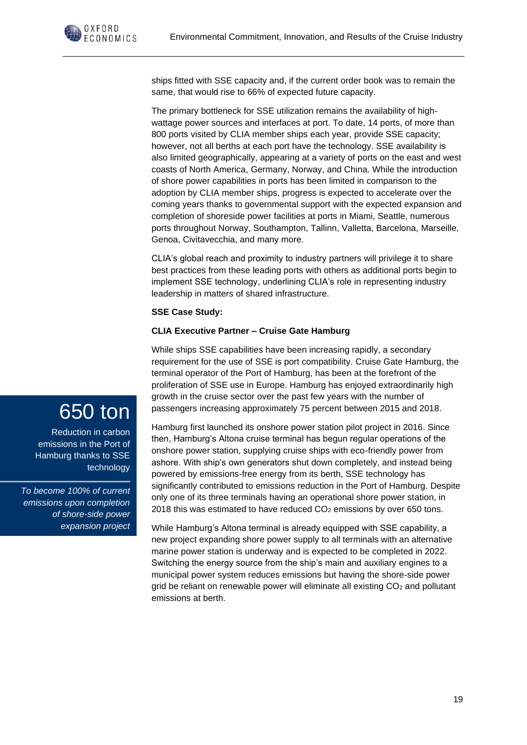ships fitted with SSE capacity and, if the current order book was to remain the same, that would rise to 66% of expected future capacity.

The primary bottleneck for SSE utilization remains the availability of high-wattage power sources and interfaces at port. To date, 14 ports, of more than 800 ports visited by CLIA member ships each year, provide SSE capacity; however, not all berths at each port have the technology. SSE availability is also limited geographically, appearing at a variety of ports on the east and west coasts of North America, Germany, Norway, and China. While the introduction of shore power capabilities in ports has been limited in comparison to the adoption by CLIA member ships, progress is expected to accelerate over the coming years thanks to governmental support with the expected expansion and completion of shoreside power facilities at ports in Miami, Seattle, numerous ports throughout Norway, Southampton, Tallinn, Valletta, Barcelona, Marseille, Genoa, Civitavecchia, and many more.

CLIA's global reach and proximity to industry partners will privilege it to share best practices from these leading ports with others as additional ports begin to implement SSE technology, underlining CLIA's role in representing industry leadership in matters of shared infrastructure.

**SSE Case Study:**

**CLIA Executive Partner – Cruise Gate Hamburg**

While ships SSE capabilities have been increasing rapidly, a secondary requirement for the use of SSE is port compatibility. Cruise Gate Hamburg, the terminal operator of the Port of Hamburg, has been at the forefront of the proliferation of SSE use in Europe. Hamburg has enjoyed extraordinarily high growth in the cruise sector over the past few years with the number of passengers increasing approximately 75 percent between 2015 and 2018.

> **650 ton**
>
> Reduction in carbon emissions in the Port of Hamburg thanks to SSE technology
>
> *To become 100% of current emissions upon completion of shore-side power expansion project*

Hamburg first launched its onshore power station pilot project in 2016. Since then, Hamburg's Altona cruise terminal has begun regular operations of the onshore power station, supplying cruise ships with eco-friendly power from ashore. With ship's own generators shut down completely, and instead being powered by emissions-free energy from its berth, SSE technology has significantly contributed to emissions reduction in the Port of Hamburg. Despite only one of its three terminals having an operational shore power station, in 2018 this was estimated to have reduced $CO_2$ emissions by over 650 tons.

While Hamburg's Altona terminal is already equipped with SSE capability, a new project expanding shore power supply to all terminals with an alternative marine power station is underway and is expected to be completed in 2022. Switching the energy source from the ship's main and auxiliary engines to a municipal power system reduces emissions but having the shore-side power grid be reliant on renewable power will eliminate all existing $CO_2$ and pollutant emissions at berth.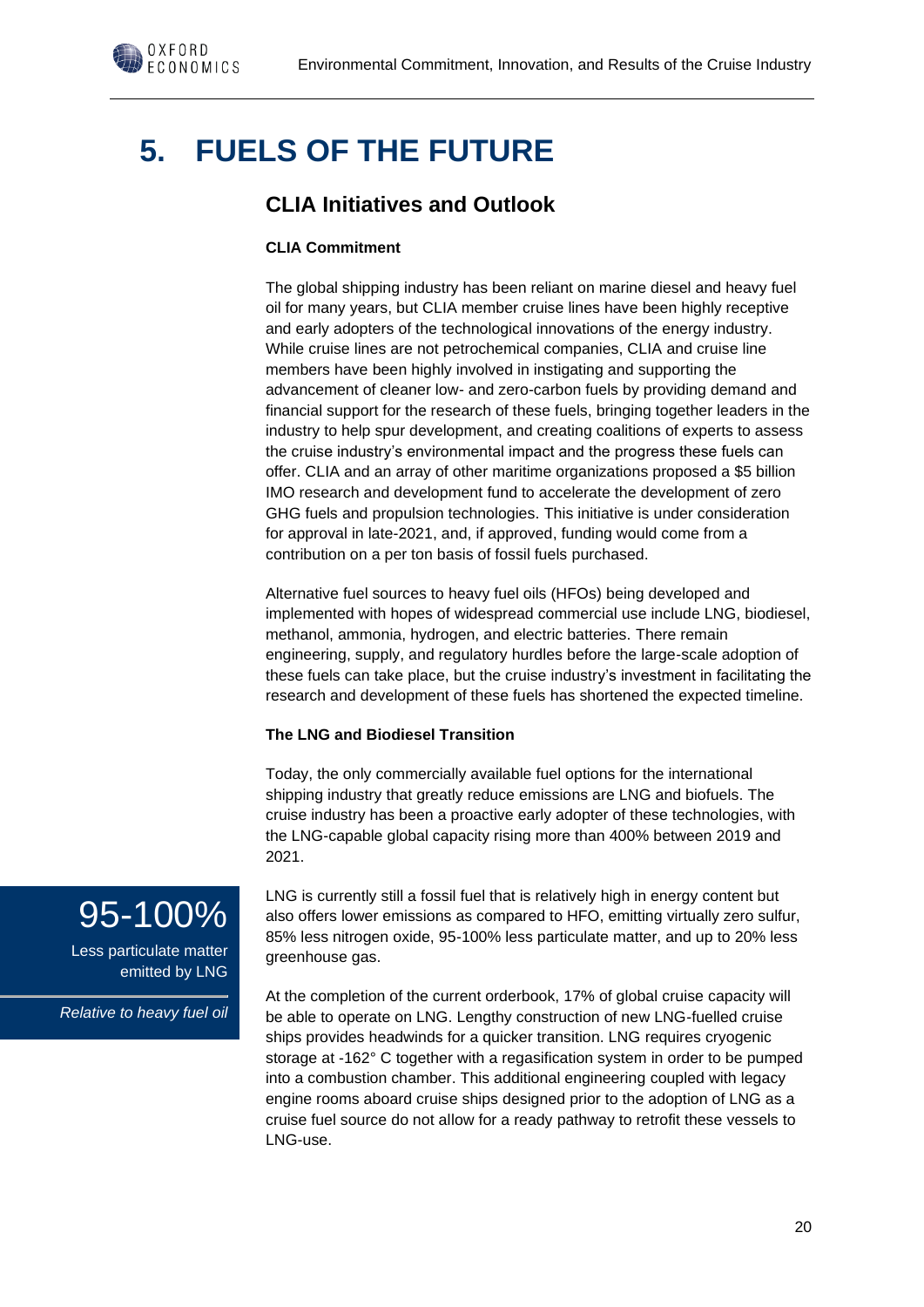# 5. FUELS OF THE FUTURE

## CLIA Initiatives and Outlook

**CLIA Commitment**

The global shipping industry has been reliant on marine diesel and heavy fuel oil for many years, but CLIA member cruise lines have been highly receptive and early adopters of the technological innovations of the energy industry. While cruise lines are not petrochemical companies, CLIA and cruise line members have been highly involved in instigating and supporting the advancement of cleaner low- and zero-carbon fuels by providing demand and financial support for the research of these fuels, bringing together leaders in the industry to help spur development, and creating coalitions of experts to assess the cruise industry's environmental impact and the progress these fuels can offer. CLIA and an array of other maritime organizations proposed a $5 billion IMO research and development fund to accelerate the development of zero GHG fuels and propulsion technologies. This initiative is under consideration for approval in late-2021, and, if approved, funding would come from a contribution on a per ton basis of fossil fuels purchased.

Alternative fuel sources to heavy fuel oils (HFOs) being developed and implemented with hopes of widespread commercial use include LNG, biodiesel, methanol, ammonia, hydrogen, and electric batteries. There remain engineering, supply, and regulatory hurdles before the large-scale adoption of these fuels can take place, but the cruise industry's investment in facilitating the research and development of these fuels has shortened the expected timeline.

**The LNG and Biodiesel Transition**

Today, the only commercially available fuel options for the international shipping industry that greatly reduce emissions are LNG and biofuels. The cruise industry has been a proactive early adopter of these technologies, with the LNG-capable global capacity rising more than 400% between 2019 and 2021.

95-100%

Less particulate matter emitted by LNG

*Relative to heavy fuel oil*

LNG is currently still a fossil fuel that is relatively high in energy content but also offers lower emissions as compared to HFO, emitting virtually zero sulfur, 85% less nitrogen oxide, 95-100% less particulate matter, and up to 20% less greenhouse gas.

At the completion of the current orderbook, 17% of global cruise capacity will be able to operate on LNG. Lengthy construction of new LNG-fuelled cruise ships provides headwinds for a quicker transition. LNG requires cryogenic storage at -162° C together with a regasification system in order to be pumped into a combustion chamber. This additional engineering coupled with legacy engine rooms aboard cruise ships designed prior to the adoption of LNG as a cruise fuel source do not allow for a ready pathway to retrofit these vessels to LNG-use.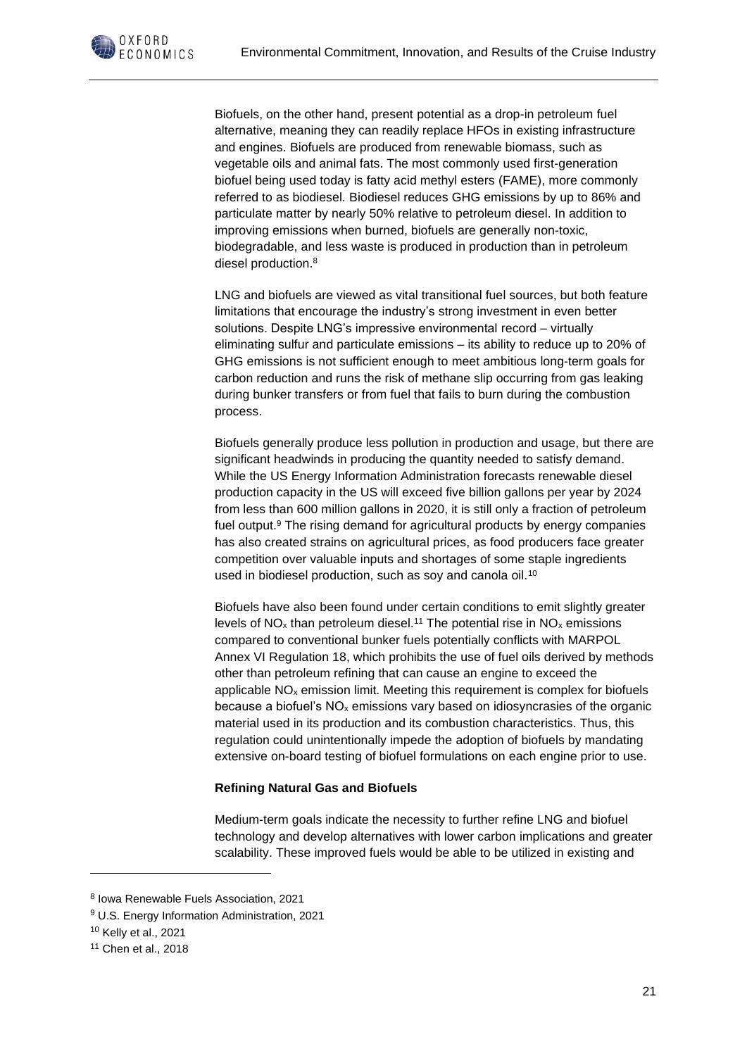Biofuels, on the other hand, present potential as a drop-in petroleum fuel alternative, meaning they can readily replace HFOs in existing infrastructure and engines. Biofuels are produced from renewable biomass, such as vegetable oils and animal fats. The most commonly used first-generation biofuel being used today is fatty acid methyl esters (FAME), more commonly referred to as biodiesel. Biodiesel reduces GHG emissions by up to 86% and particulate matter by nearly 50% relative to petroleum diesel. In addition to improving emissions when burned, biofuels are generally non-toxic, biodegradable, and less waste is produced in production than in petroleum diesel production.[8]

LNG and biofuels are viewed as vital transitional fuel sources, but both feature limitations that encourage the industry's strong investment in even better solutions. Despite LNG's impressive environmental record – virtually eliminating sulfur and particulate emissions – its ability to reduce up to 20% of GHG emissions is not sufficient enough to meet ambitious long-term goals for carbon reduction and runs the risk of methane slip occurring from gas leaking during bunker transfers or from fuel that fails to burn during the combustion process.

Biofuels generally produce less pollution in production and usage, but there are significant headwinds in producing the quantity needed to satisfy demand. While the US Energy Information Administration forecasts renewable diesel production capacity in the US will exceed five billion gallons per year by 2024 from less than 600 million gallons in 2020, it is still only a fraction of petroleum fuel output.[9] The rising demand for agricultural products by energy companies has also created strains on agricultural prices, as food producers face greater competition over valuable inputs and shortages of some staple ingredients used in biodiesel production, such as soy and canola oil.[10]

Biofuels have also been found under certain conditions to emit slightly greater levels of $NO_x$ than petroleum diesel.[11] The potential rise in $NO_x$ emissions compared to conventional bunker fuels potentially conflicts with MARPOL Annex VI Regulation 18, which prohibits the use of fuel oils derived by methods other than petroleum refining that can cause an engine to exceed the applicable $NO_x$ emission limit. Meeting this requirement is complex for biofuels because a biofuel's $NO_x$ emissions vary based on idiosyncrasies of the organic material used in its production and its combustion characteristics. Thus, this regulation could unintentionally impede the adoption of biofuels by mandating extensive on-board testing of biofuel formulations on each engine prior to use.

**Refining Natural Gas and Biofuels**

Medium-term goals indicate the necessity to further refine LNG and biofuel technology and develop alternatives with lower carbon implications and greater scalability. These improved fuels would be able to be utilized in existing and

[8] Iowa Renewable Fuels Association, 2021

[9] U.S. Energy Information Administration, 2021

[10] Kelly et al., 2021

[11] Chen et al., 2018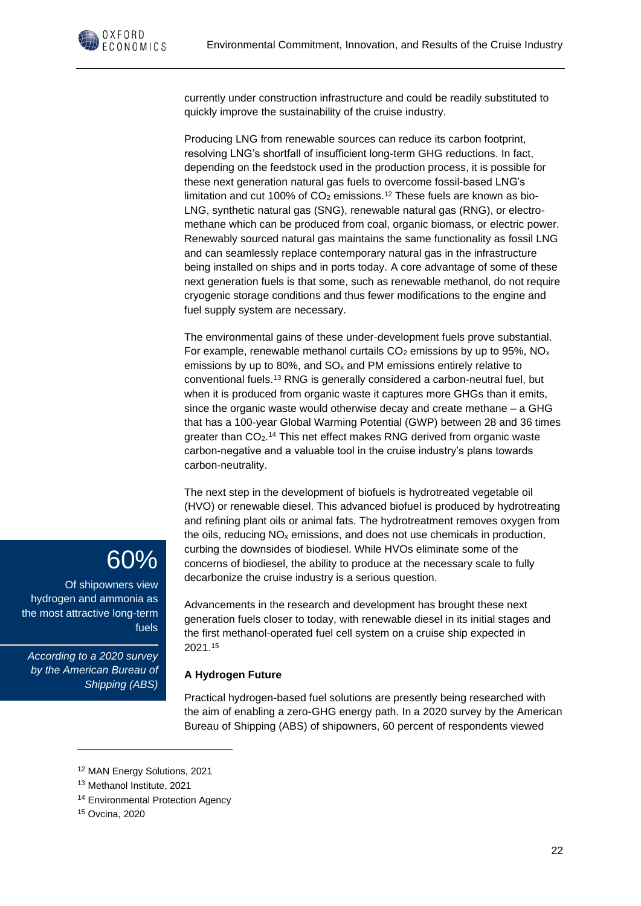currently under construction infrastructure and could be readily substituted to quickly improve the sustainability of the cruise industry.

Producing LNG from renewable sources can reduce its carbon footprint, resolving LNG's shortfall of insufficient long-term GHG reductions. In fact, depending on the feedstock used in the production process, it is possible for these next generation natural gas fuels to overcome fossil-based LNG's limitation and cut 100% of $CO_2$ emissions.[12] These fuels are known as bio-LNG, synthetic natural gas (SNG), renewable natural gas (RNG), or electro-methane which can be produced from coal, organic biomass, or electric power. Renewably sourced natural gas maintains the same functionality as fossil LNG and can seamlessly replace contemporary natural gas in the infrastructure being installed on ships and in ports today. A core advantage of some of these next generation fuels is that some, such as renewable methanol, do not require cryogenic storage conditions and thus fewer modifications to the engine and fuel supply system are necessary.

The environmental gains of these under-development fuels prove substantial. For example, renewable methanol curtails $CO_2$ emissions by up to 95%, $NO_x$ emissions by up to 80%, and $SO_x$ and PM emissions entirely relative to conventional fuels.[13] RNG is generally considered a carbon-neutral fuel, but when it is produced from organic waste it captures more GHGs than it emits, since the organic waste would otherwise decay and create methane – a GHG that has a 100-year Global Warming Potential (GWP) between 28 and 36 times greater than $CO_2$.[14] This net effect makes RNG derived from organic waste carbon-negative and a valuable tool in the cruise industry's plans towards carbon-neutrality.

The next step in the development of biofuels is hydrotreated vegetable oil (HVO) or renewable diesel. This advanced biofuel is produced by hydrotreating and refining plant oils or animal fats. The hydrotreatment removes oxygen from the oils, reducing $NO_x$ emissions, and does not use chemicals in production, curbing the downsides of biodiesel. While HVOs eliminate some of the concerns of biodiesel, the ability to produce at the necessary scale to fully decarbonize the cruise industry is a serious question.

> **60%**
>
> Of shipowners view hydrogen and ammonia as the most attractive long-term fuels
>
> *According to a 2020 survey by the American Bureau of Shipping (ABS)*

Advancements in the research and development has brought these next generation fuels closer to today, with renewable diesel in its initial stages and the first methanol-operated fuel cell system on a cruise ship expected in 2021.[15]

**A Hydrogen Future**

Practical hydrogen-based fuel solutions are presently being researched with the aim of enabling a zero-GHG energy path. In a 2020 survey by the American Bureau of Shipping (ABS) of shipowners, 60 percent of respondents viewed

---

[12] MAN Energy Solutions, 2021

[13] Methanol Institute, 2021

[14] Environmental Protection Agency

[15] Ovcina, 2020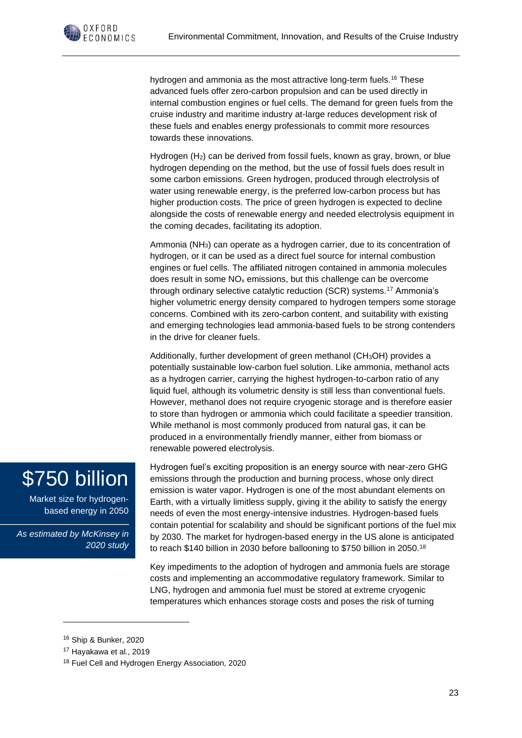hydrogen and ammonia as the most attractive long-term fuels.[16] These advanced fuels offer zero-carbon propulsion and can be used directly in internal combustion engines or fuel cells. The demand for green fuels from the cruise industry and maritime industry at-large reduces development risk of these fuels and enables energy professionals to commit more resources towards these innovations.

Hydrogen ($H_2$) can be derived from fossil fuels, known as gray, brown, or blue hydrogen depending on the method, but the use of fossil fuels does result in some carbon emissions. Green hydrogen, produced through electrolysis of water using renewable energy, is the preferred low-carbon process but has higher production costs. The price of green hydrogen is expected to decline alongside the costs of renewable energy and needed electrolysis equipment in the coming decades, facilitating its adoption.

Ammonia ($NH_3$) can operate as a hydrogen carrier, due to its concentration of hydrogen, or it can be used as a direct fuel source for internal combustion engines or fuel cells. The affiliated nitrogen contained in ammonia molecules does result in some $NO_x$ emissions, but this challenge can be overcome through ordinary selective catalytic reduction (SCR) systems.[17] Ammonia's higher volumetric energy density compared to hydrogen tempers some storage concerns. Combined with its zero-carbon content, and suitability with existing and emerging technologies lead ammonia-based fuels to be strong contenders in the drive for cleaner fuels.

Additionally, further development of green methanol ($CH_3OH$) provides a potentially sustainable low-carbon fuel solution. Like ammonia, methanol acts as a hydrogen carrier, carrying the highest hydrogen-to-carbon ratio of any liquid fuel, although its volumetric density is still less than conventional fuels. However, methanol does not require cryogenic storage and is therefore easier to store than hydrogen or ammonia which could facilitate a speedier transition. While methanol is most commonly produced from natural gas, it can be produced in a environmentally friendly manner, either from biomass or renewable powered electrolysis.

**$750 billion**

Market size for hydrogen-based energy in 2050

*As estimated by McKinsey in 2020 study*

Hydrogen fuel's exciting proposition is an energy source with near-zero GHG emissions through the production and burning process, whose only direct emission is water vapor. Hydrogen is one of the most abundant elements on Earth, with a virtually limitless supply, giving it the ability to satisfy the energy needs of even the most energy-intensive industries. Hydrogen-based fuels contain potential for scalability and should be significant portions of the fuel mix by 2030. The market for hydrogen-based energy in the US alone is anticipated to reach $140 billion in 2030 before ballooning to $750 billion in 2050.[18]

Key impediments to the adoption of hydrogen and ammonia fuels are storage costs and implementing an accommodative regulatory framework. Similar to LNG, hydrogen and ammonia fuel must be stored at extreme cryogenic temperatures which enhances storage costs and poses the risk of turning

---

[16] Ship & Bunker, 2020

[17] Hayakawa et al., 2019

[18] Fuel Cell and Hydrogen Energy Association, 2020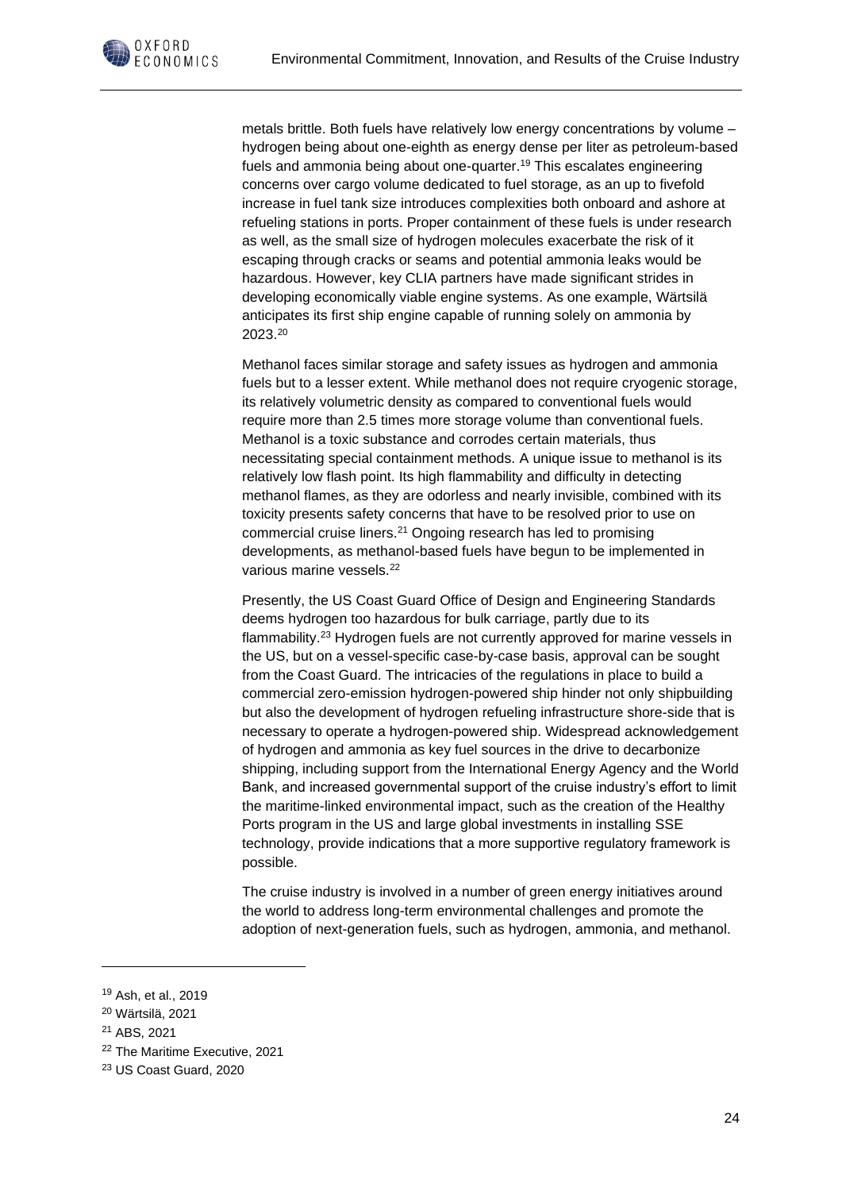metals brittle. Both fuels have relatively low energy concentrations by volume – hydrogen being about one-eighth as energy dense per liter as petroleum-based fuels and ammonia being about one-quarter.[19] This escalates engineering concerns over cargo volume dedicated to fuel storage, as an up to fivefold increase in fuel tank size introduces complexities both onboard and ashore at refueling stations in ports. Proper containment of these fuels is under research as well, as the small size of hydrogen molecules exacerbate the risk of it escaping through cracks or seams and potential ammonia leaks would be hazardous. However, key CLIA partners have made significant strides in developing economically viable engine systems. As one example, Wärtsilä anticipates its first ship engine capable of running solely on ammonia by 2023.[20]

Methanol faces similar storage and safety issues as hydrogen and ammonia fuels but to a lesser extent. While methanol does not require cryogenic storage, its relatively volumetric density as compared to conventional fuels would require more than 2.5 times more storage volume than conventional fuels. Methanol is a toxic substance and corrodes certain materials, thus necessitating special containment methods. A unique issue to methanol is its relatively low flash point. Its high flammability and difficulty in detecting methanol flames, as they are odorless and nearly invisible, combined with its toxicity presents safety concerns that have to be resolved prior to use on commercial cruise liners.[21] Ongoing research has led to promising developments, as methanol-based fuels have begun to be implemented in various marine vessels.[22]

Presently, the US Coast Guard Office of Design and Engineering Standards deems hydrogen too hazardous for bulk carriage, partly due to its flammability.[23] Hydrogen fuels are not currently approved for marine vessels in the US, but on a vessel-specific case-by-case basis, approval can be sought from the Coast Guard. The intricacies of the regulations in place to build a commercial zero-emission hydrogen-powered ship hinder not only shipbuilding but also the development of hydrogen refueling infrastructure shore-side that is necessary to operate a hydrogen-powered ship. Widespread acknowledgement of hydrogen and ammonia as key fuel sources in the drive to decarbonize shipping, including support from the International Energy Agency and the World Bank, and increased governmental support of the cruise industry's effort to limit the maritime-linked environmental impact, such as the creation of the Healthy Ports program in the US and large global investments in installing SSE technology, provide indications that a more supportive regulatory framework is possible.

The cruise industry is involved in a number of green energy initiatives around the world to address long-term environmental challenges and promote the adoption of next-generation fuels, such as hydrogen, ammonia, and methanol.

---

[19] Ash, et al., 2019

[20] Wärtsilä, 2021

[21] ABS, 2021

[22] The Maritime Executive, 2021

[23] US Coast Guard, 2020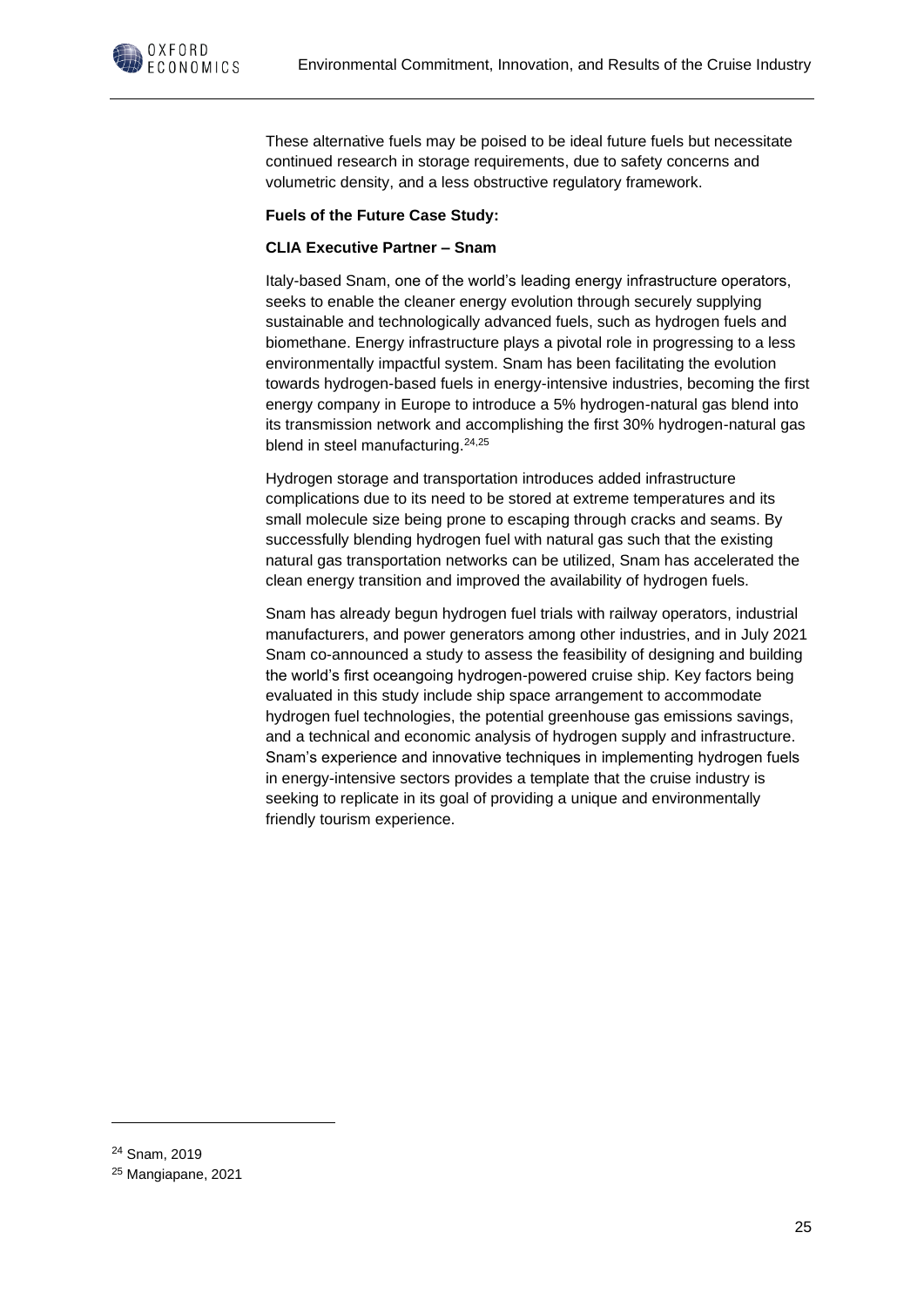These alternative fuels may be poised to be ideal future fuels but necessitate continued research in storage requirements, due to safety concerns and volumetric density, and a less obstructive regulatory framework.

**Fuels of the Future Case Study:**

**CLIA Executive Partner – Snam**

Italy-based Snam, one of the world's leading energy infrastructure operators, seeks to enable the cleaner energy evolution through securely supplying sustainable and technologically advanced fuels, such as hydrogen fuels and biomethane. Energy infrastructure plays a pivotal role in progressing to a less environmentally impactful system. Snam has been facilitating the evolution towards hydrogen-based fuels in energy-intensive industries, becoming the first energy company in Europe to introduce a 5% hydrogen-natural gas blend into its transmission network and accomplishing the first 30% hydrogen-natural gas blend in steel manufacturing.[24,25]

Hydrogen storage and transportation introduces added infrastructure complications due to its need to be stored at extreme temperatures and its small molecule size being prone to escaping through cracks and seams. By successfully blending hydrogen fuel with natural gas such that the existing natural gas transportation networks can be utilized, Snam has accelerated the clean energy transition and improved the availability of hydrogen fuels.

Snam has already begun hydrogen fuel trials with railway operators, industrial manufacturers, and power generators among other industries, and in July 2021 Snam co-announced a study to assess the feasibility of designing and building the world's first oceangoing hydrogen-powered cruise ship. Key factors being evaluated in this study include ship space arrangement to accommodate hydrogen fuel technologies, the potential greenhouse gas emissions savings, and a technical and economic analysis of hydrogen supply and infrastructure. Snam's experience and innovative techniques in implementing hydrogen fuels in energy-intensive sectors provides a template that the cruise industry is seeking to replicate in its goal of providing a unique and environmentally friendly tourism experience.

---

[24] Snam, 2019

[25] Mangiapane, 2021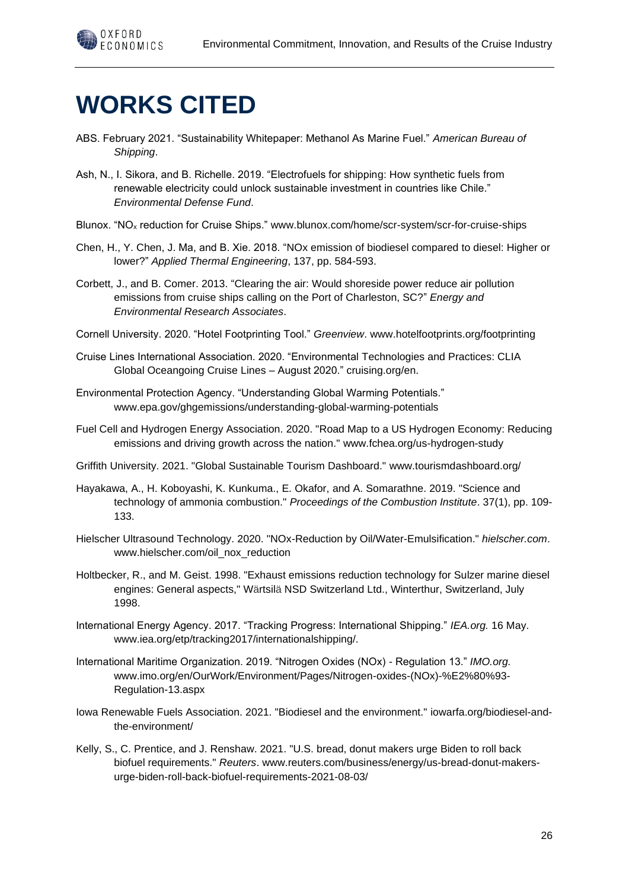# WORKS CITED

ABS. February 2021. "Sustainability Whitepaper: Methanol As Marine Fuel." *American Bureau of Shipping*.

Ash, N., I. Sikora, and B. Richelle. 2019. "Electrofuels for shipping: How synthetic fuels from renewable electricity could unlock sustainable investment in countries like Chile." *Environmental Defense Fund*.

Blunox. "$NO_x$ reduction for Cruise Ships." www.blunox.com/home/scr-system/scr-for-cruise-ships

Chen, H., Y. Chen, J. Ma, and B. Xie. 2018. "NOx emission of biodiesel compared to diesel: Higher or lower?" *Applied Thermal Engineering*, 137, pp. 584-593.

Corbett, J., and B. Comer. 2013. "Clearing the air: Would shoreside power reduce air pollution emissions from cruise ships calling on the Port of Charleston, SC?" *Energy and Environmental Research Associates*.

Cornell University. 2020. "Hotel Footprinting Tool." *Greenview*. www.hotelfootprints.org/footprinting

Cruise Lines International Association. 2020. "Environmental Technologies and Practices: CLIA Global Oceangoing Cruise Lines – August 2020." cruising.org/en.

Environmental Protection Agency. "Understanding Global Warming Potentials." www.epa.gov/ghgemissions/understanding-global-warming-potentials

Fuel Cell and Hydrogen Energy Association. 2020. "Road Map to a US Hydrogen Economy: Reducing emissions and driving growth across the nation." www.fchea.org/us-hydrogen-study

Griffith University. 2021. "Global Sustainable Tourism Dashboard." www.tourismdashboard.org/

Hayakawa, A., H. Koboyashi, K. Kunkuma., E. Okafor, and A. Somarathne. 2019. "Science and technology of ammonia combustion." *Proceedings of the Combustion Institute*. 37(1), pp. 109-133.

Hielscher Ultrasound Technology. 2020. "NOx-Reduction by Oil/Water-Emulsification." *hielscher.com*. www.hielscher.com/oil_nox_reduction

Holtbecker, R., and M. Geist. 1998. "Exhaust emissions reduction technology for Sulzer marine diesel engines: General aspects," Wärtsilä NSD Switzerland Ltd., Winterthur, Switzerland, July 1998.

International Energy Agency. 2017. "Tracking Progress: International Shipping." *IEA.org.* 16 May. www.iea.org/etp/tracking2017/internationalshipping/.

International Maritime Organization. 2019. "Nitrogen Oxides (NOx) - Regulation 13." *IMO.org.* www.imo.org/en/OurWork/Environment/Pages/Nitrogen-oxides-(NOx)-%E2%80%93-Regulation-13.aspx

Iowa Renewable Fuels Association. 2021. "Biodiesel and the environment." iowarfa.org/biodiesel-and-the-environment/

Kelly, S., C. Prentice, and J. Renshaw. 2021. "U.S. bread, donut makers urge Biden to roll back biofuel requirements." *Reuters*. www.reuters.com/business/energy/us-bread-donut-makers-urge-biden-roll-back-biofuel-requirements-2021-08-03/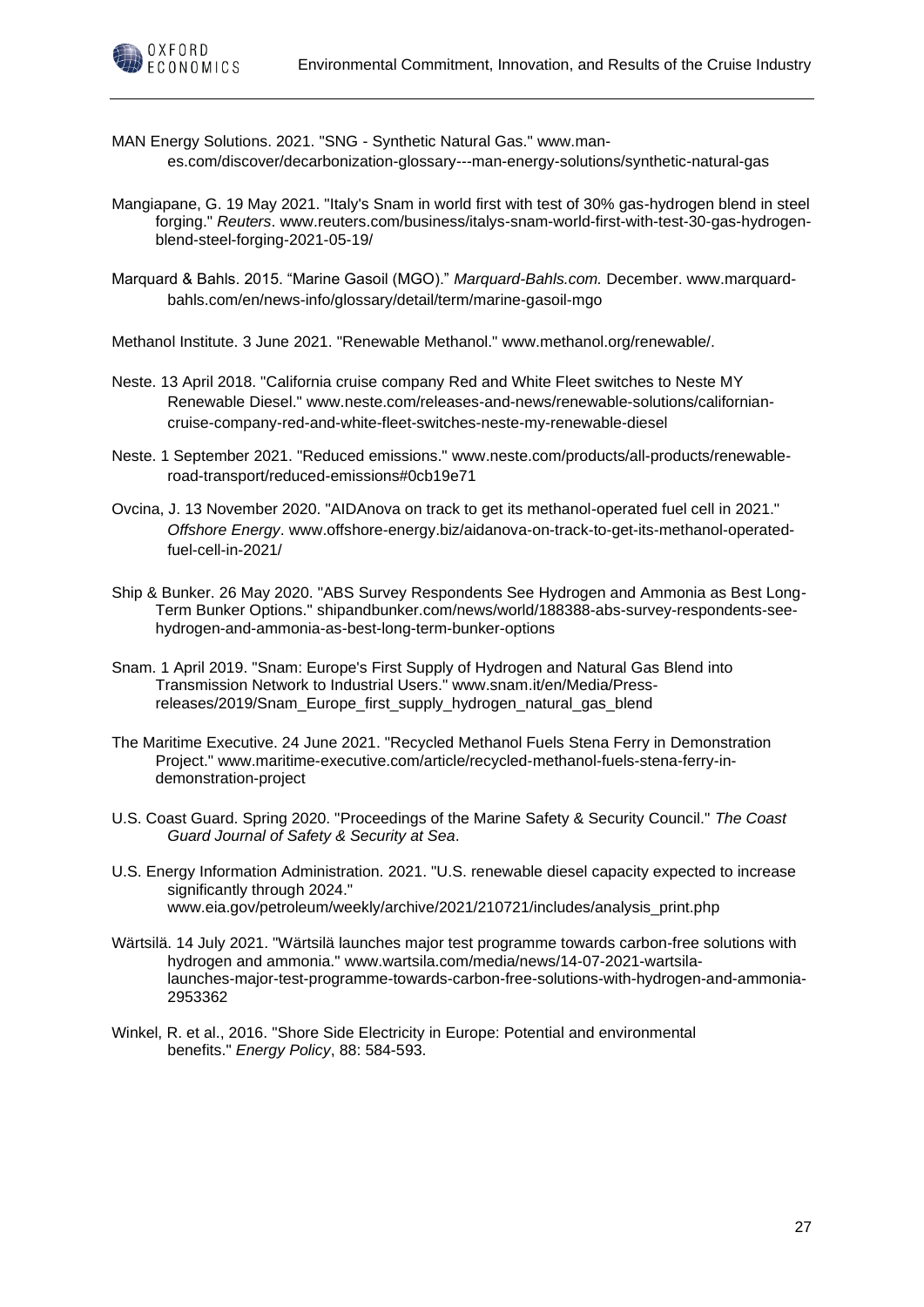MAN Energy Solutions. 2021. "SNG - Synthetic Natural Gas." www.man-es.com/discover/decarbonization-glossary---man-energy-solutions/synthetic-natural-gas

Mangiapane, G. 19 May 2021. "Italy's Snam in world first with test of 30% gas-hydrogen blend in steel forging." *Reuters*. www.reuters.com/business/italys-snam-world-first-with-test-30-gas-hydrogen-blend-steel-forging-2021-05-19/

Marquard & Bahls. 2015. "Marine Gasoil (MGO)." *Marquard-Bahls.com.* December. www.marquard-bahls.com/en/news-info/glossary/detail/term/marine-gasoil-mgo

Methanol Institute. 3 June 2021. "Renewable Methanol." www.methanol.org/renewable/.

Neste. 13 April 2018. "California cruise company Red and White Fleet switches to Neste MY Renewable Diesel." www.neste.com/releases-and-news/renewable-solutions/californian-cruise-company-red-and-white-fleet-switches-neste-my-renewable-diesel

Neste. 1 September 2021. "Reduced emissions." www.neste.com/products/all-products/renewable-road-transport/reduced-emissions#0cb19e71

Ovcina, J. 13 November 2020. "AIDAnova on track to get its methanol-operated fuel cell in 2021." *Offshore Energy*. www.offshore-energy.biz/aidanova-on-track-to-get-its-methanol-operated-fuel-cell-in-2021/

Ship & Bunker. 26 May 2020. "ABS Survey Respondents See Hydrogen and Ammonia as Best Long-Term Bunker Options." shipandbunker.com/news/world/188388-abs-survey-respondents-see-hydrogen-and-ammonia-as-best-long-term-bunker-options

Snam. 1 April 2019. "Snam: Europe's First Supply of Hydrogen and Natural Gas Blend into Transmission Network to Industrial Users." www.snam.it/en/Media/Press-releases/2019/Snam_Europe_first_supply_hydrogen_natural_gas_blend

The Maritime Executive. 24 June 2021. "Recycled Methanol Fuels Stena Ferry in Demonstration Project." www.maritime-executive.com/article/recycled-methanol-fuels-stena-ferry-in-demonstration-project

U.S. Coast Guard. Spring 2020. "Proceedings of the Marine Safety & Security Council." *The Coast Guard Journal of Safety & Security at Sea*.

U.S. Energy Information Administration. 2021. "U.S. renewable diesel capacity expected to increase significantly through 2024." www.eia.gov/petroleum/weekly/archive/2021/210721/includes/analysis_print.php

Wärtsilä. 14 July 2021. "Wärtsilä launches major test programme towards carbon-free solutions with hydrogen and ammonia." www.wartsila.com/media/news/14-07-2021-wartsila-launches-major-test-programme-towards-carbon-free-solutions-with-hydrogen-and-ammonia-2953362

Winkel, R. et al., 2016. "Shore Side Electricity in Europe: Potential and environmental benefits." *Energy Policy*, 88: 584-593.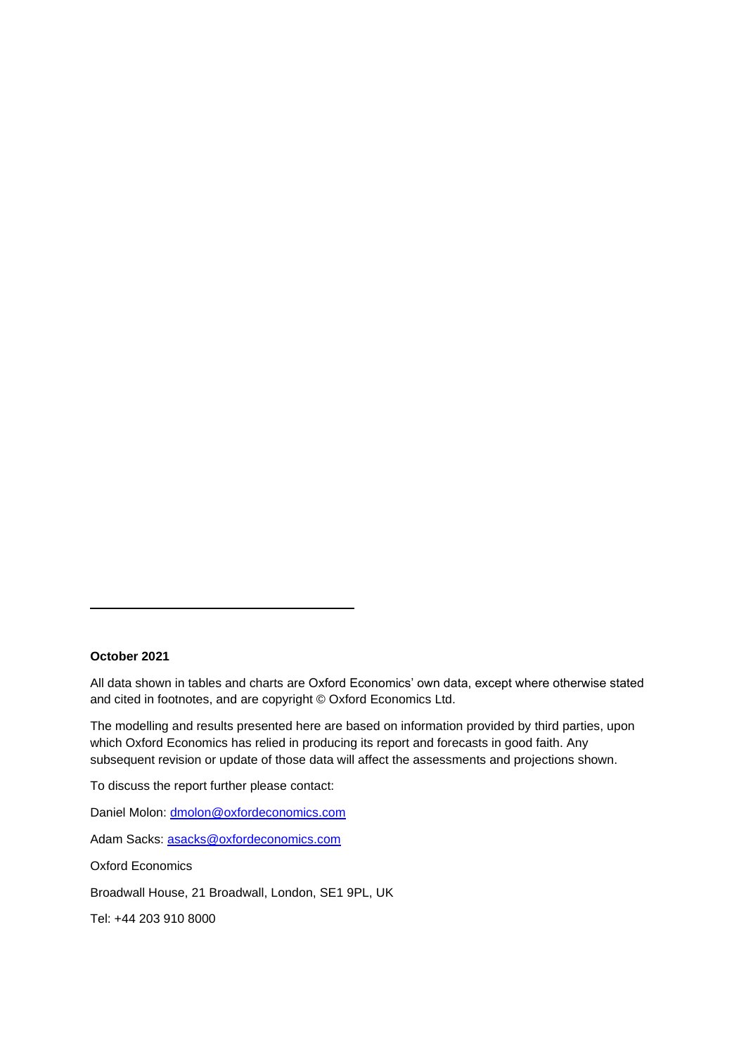---

**October 2021**

All data shown in tables and charts are Oxford Economics' own data, except where otherwise stated and cited in footnotes, and are copyright © Oxford Economics Ltd.

The modelling and results presented here are based on information provided by third parties, upon which Oxford Economics has relied in producing its report and forecasts in good faith. Any subsequent revision or update of those data will affect the assessments and projections shown.

To discuss the report further please contact:

Daniel Molon: dmolon@oxfordeconomics.com

Adam Sacks: asacks@oxfordeconomics.com

Oxford Economics

Broadwall House, 21 Broadwall, London, SE1 9PL, UK

Tel: +44 203 910 8000